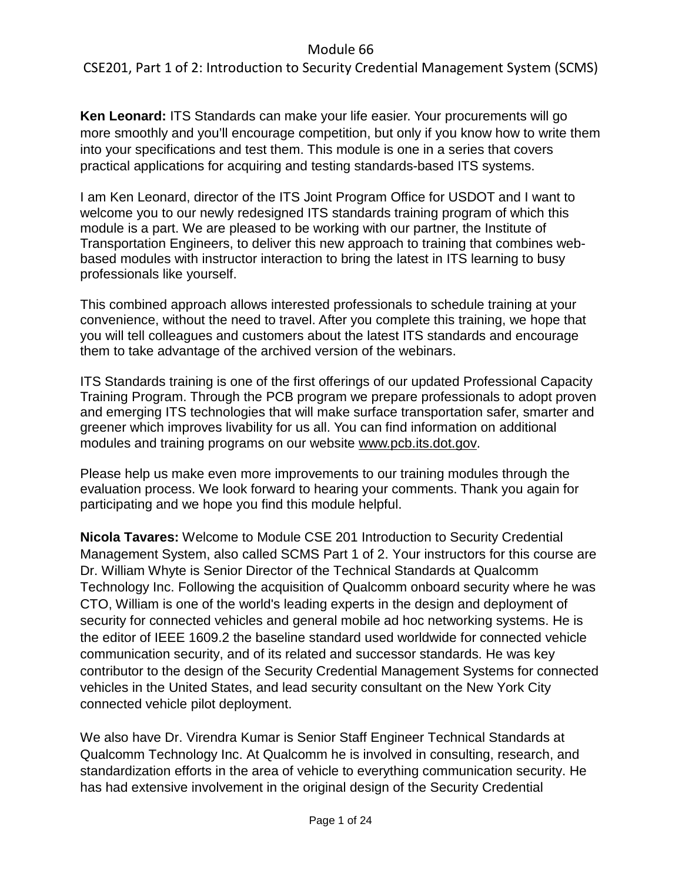# Module 66

## CSE201, Part 1 of 2: Introduction to Security Credential Management System (SCMS)

**Ken Leonard:** ITS Standards can make your life easier. Your procurements will go more smoothly and you'll encourage competition, but only if you know how to write them into your specifications and test them. This module is one in a series that covers practical applications for acquiring and testing standards-based ITS systems.

I am Ken Leonard, director of the ITS Joint Program Office for USDOT and I want to welcome you to our newly redesigned ITS standards training program of which this module is a part. We are pleased to be working with our partner, the Institute of Transportation Engineers, to deliver this new approach to training that combines web-based modules with instructor interaction to bring the latest in ITS learning to busy professionals like yourself.

This combined approach allows interested professionals to schedule training at your convenience, without the need to travel. After you complete this training, we hope that you will tell colleagues and customers about the latest ITS standards and encourage them to take advantage of the archived version of the webinars.

ITS Standards training is one of the first offerings of our updated Professional Capacity Training Program. Through the PCB program we prepare professionals to adopt proven and emerging ITS technologies that will make surface transportation safer, smarter and greener which improves livability for us all. You can find information on additional modules and training programs on our website www.pcb.its.dot.gov.

Please help us make even more improvements to our training modules through the evaluation process. We look forward to hearing your comments. Thank you again for participating and we hope you find this module helpful.

**Nicola Tavares:** Welcome to Module CSE 201 Introduction to Security Credential Management System, also called SCMS Part 1 of 2. Your instructors for this course are Dr. William Whyte is Senior Director of the Technical Standards at Qualcomm Technology Inc. Following the acquisition of Qualcomm onboard security where he was CTO, William is one of the world's leading experts in the design and deployment of security for connected vehicles and general mobile ad hoc networking systems. He is the editor of IEEE 1609.2 the baseline standard used worldwide for connected vehicle communication security, and of its related and successor standards. He was key contributor to the design of the Security Credential Management Systems for connected vehicles in the United States, and lead security consultant on the New York City connected vehicle pilot deployment.

We also have Dr. Virendra Kumar is Senior Staff Engineer Technical Standards at Qualcomm Technology Inc. At Qualcomm he is involved in consulting, research, and standardization efforts in the area of vehicle to everything communication security. He has had extensive involvement in the original design of the Security Credential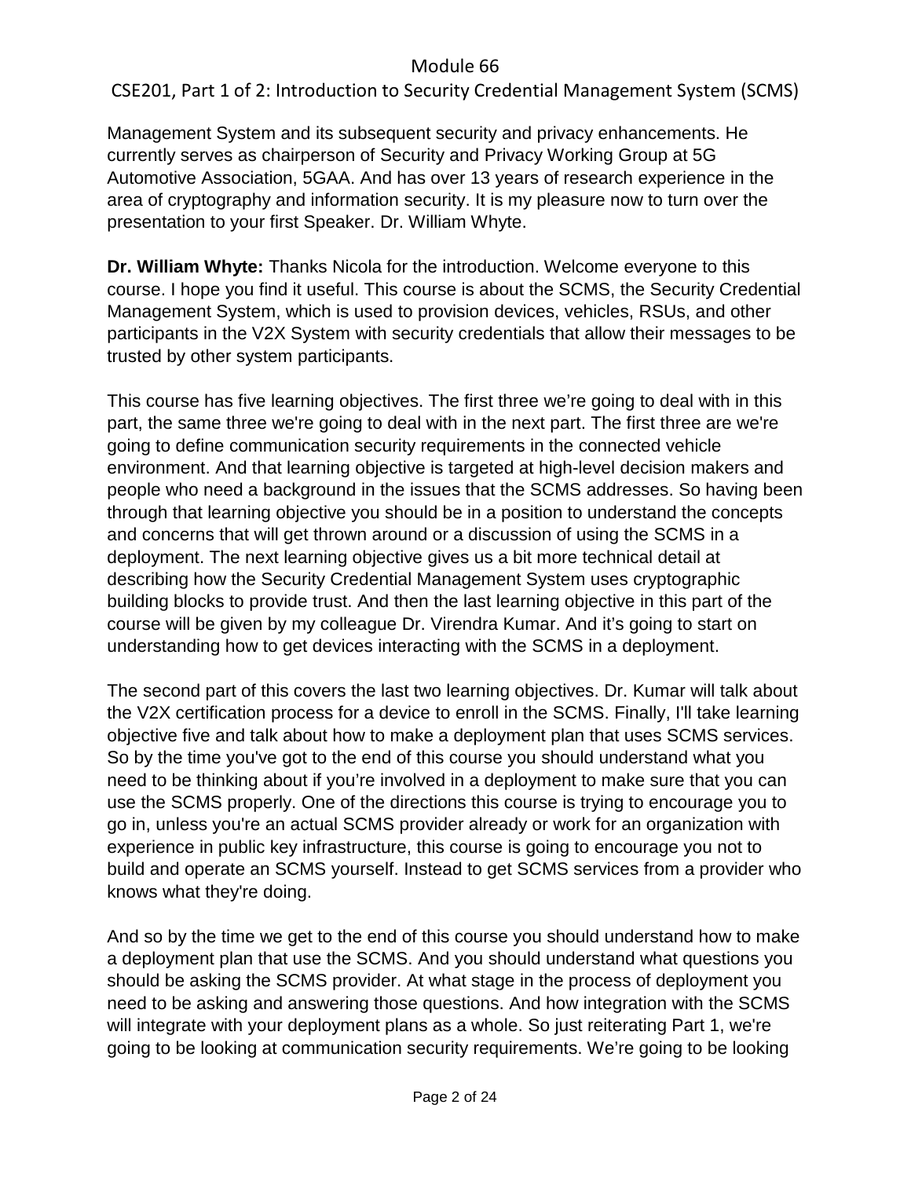Management System and its subsequent security and privacy enhancements. He currently serves as chairperson of Security and Privacy Working Group at 5G Automotive Association, 5GAA. And has over 13 years of research experience in the area of cryptography and information security. It is my pleasure now to turn over the presentation to your first Speaker. Dr. William Whyte.

**Dr. William Whyte:** Thanks Nicola for the introduction. Welcome everyone to this course. I hope you find it useful. This course is about the SCMS, the Security Credential Management System, which is used to provision devices, vehicles, RSUs, and other participants in the V2X System with security credentials that allow their messages to be trusted by other system participants.

This course has five learning objectives. The first three we're going to deal with in this part, the same three we're going to deal with in the next part. The first three are we're going to define communication security requirements in the connected vehicle environment. And that learning objective is targeted at high-level decision makers and people who need a background in the issues that the SCMS addresses. So having been through that learning objective you should be in a position to understand the concepts and concerns that will get thrown around or a discussion of using the SCMS in a deployment. The next learning objective gives us a bit more technical detail at describing how the Security Credential Management System uses cryptographic building blocks to provide trust. And then the last learning objective in this part of the course will be given by my colleague Dr. Virendra Kumar. And it's going to start on understanding how to get devices interacting with the SCMS in a deployment.

The second part of this covers the last two learning objectives. Dr. Kumar will talk about the V2X certification process for a device to enroll in the SCMS. Finally, I'll take learning objective five and talk about how to make a deployment plan that uses SCMS services. So by the time you've got to the end of this course you should understand what you need to be thinking about if you're involved in a deployment to make sure that you can use the SCMS properly. One of the directions this course is trying to encourage you to go in, unless you're an actual SCMS provider already or work for an organization with experience in public key infrastructure, this course is going to encourage you not to build and operate an SCMS yourself. Instead to get SCMS services from a provider who knows what they're doing.

And so by the time we get to the end of this course you should understand how to make a deployment plan that use the SCMS. And you should understand what questions you should be asking the SCMS provider. At what stage in the process of deployment you need to be asking and answering those questions. And how integration with the SCMS will integrate with your deployment plans as a whole. So just reiterating Part 1, we're going to be looking at communication security requirements. We're going to be looking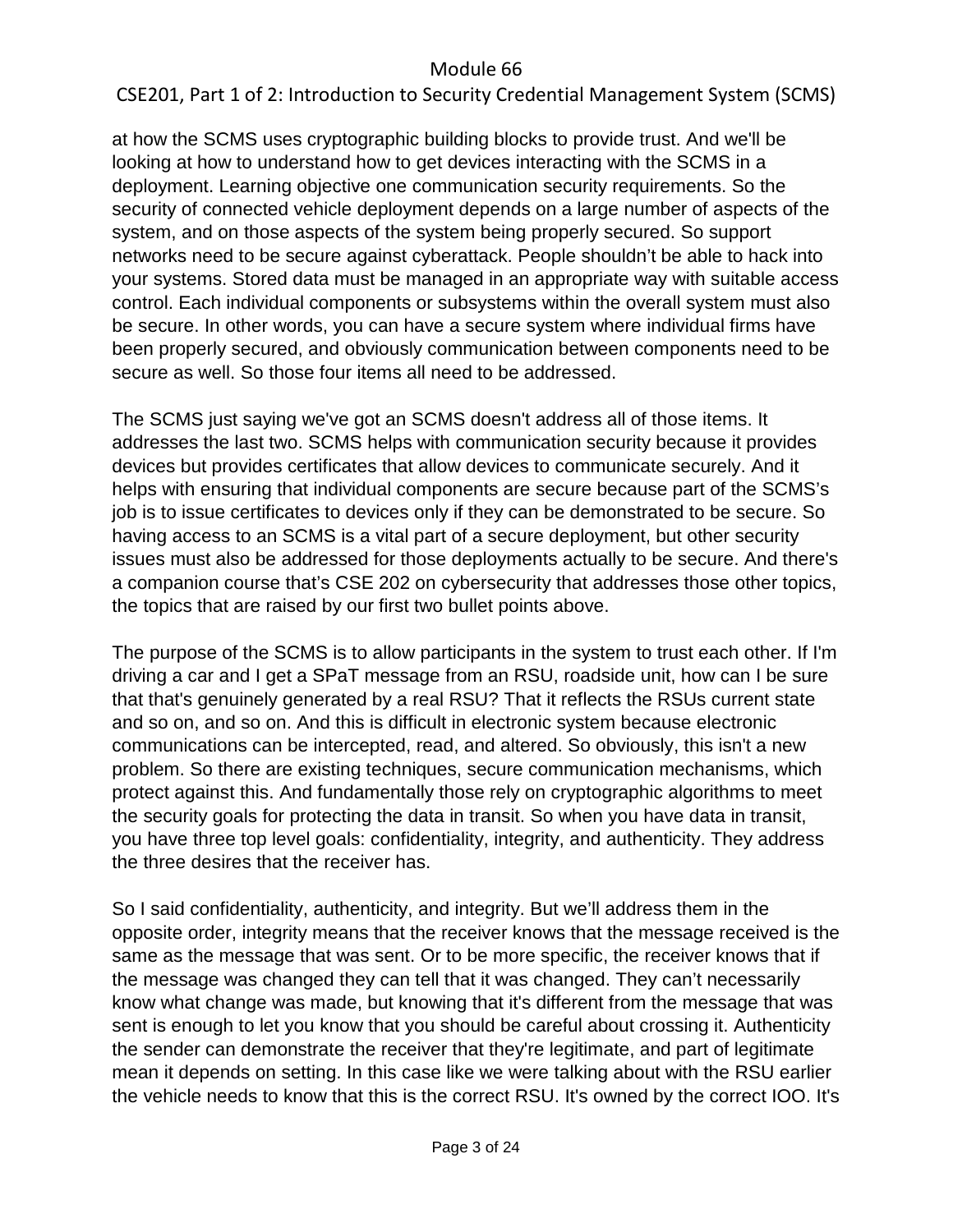at how the SCMS uses cryptographic building blocks to provide trust. And we'll be looking at how to understand how to get devices interacting with the SCMS in a deployment. Learning objective one communication security requirements. So the security of connected vehicle deployment depends on a large number of aspects of the system, and on those aspects of the system being properly secured. So support networks need to be secure against cyberattack. People shouldn't be able to hack into your systems. Stored data must be managed in an appropriate way with suitable access control. Each individual components or subsystems within the overall system must also be secure. In other words, you can have a secure system where individual firms have been properly secured, and obviously communication between components need to be secure as well. So those four items all need to be addressed.

The SCMS just saying we've got an SCMS doesn't address all of those items. It addresses the last two. SCMS helps with communication security because it provides devices but provides certificates that allow devices to communicate securely. And it helps with ensuring that individual components are secure because part of the SCMS's job is to issue certificates to devices only if they can be demonstrated to be secure. So having access to an SCMS is a vital part of a secure deployment, but other security issues must also be addressed for those deployments actually to be secure. And there's a companion course that's CSE 202 on cybersecurity that addresses those other topics, the topics that are raised by our first two bullet points above.

The purpose of the SCMS is to allow participants in the system to trust each other. If I'm driving a car and I get a SPaT message from an RSU, roadside unit, how can I be sure that that's genuinely generated by a real RSU? That it reflects the RSUs current state and so on, and so on. And this is difficult in electronic system because electronic communications can be intercepted, read, and altered. So obviously, this isn't a new problem. So there are existing techniques, secure communication mechanisms, which protect against this. And fundamentally those rely on cryptographic algorithms to meet the security goals for protecting the data in transit. So when you have data in transit, you have three top level goals: confidentiality, integrity, and authenticity. They address the three desires that the receiver has.

So I said confidentiality, authenticity, and integrity. But we'll address them in the opposite order, integrity means that the receiver knows that the message received is the same as the message that was sent. Or to be more specific, the receiver knows that if the message was changed they can tell that it was changed. They can't necessarily know what change was made, but knowing that it's different from the message that was sent is enough to let you know that you should be careful about crossing it. Authenticity the sender can demonstrate the receiver that they're legitimate, and part of legitimate mean it depends on setting. In this case like we were talking about with the RSU earlier the vehicle needs to know that this is the correct RSU. It's owned by the correct IOO. It's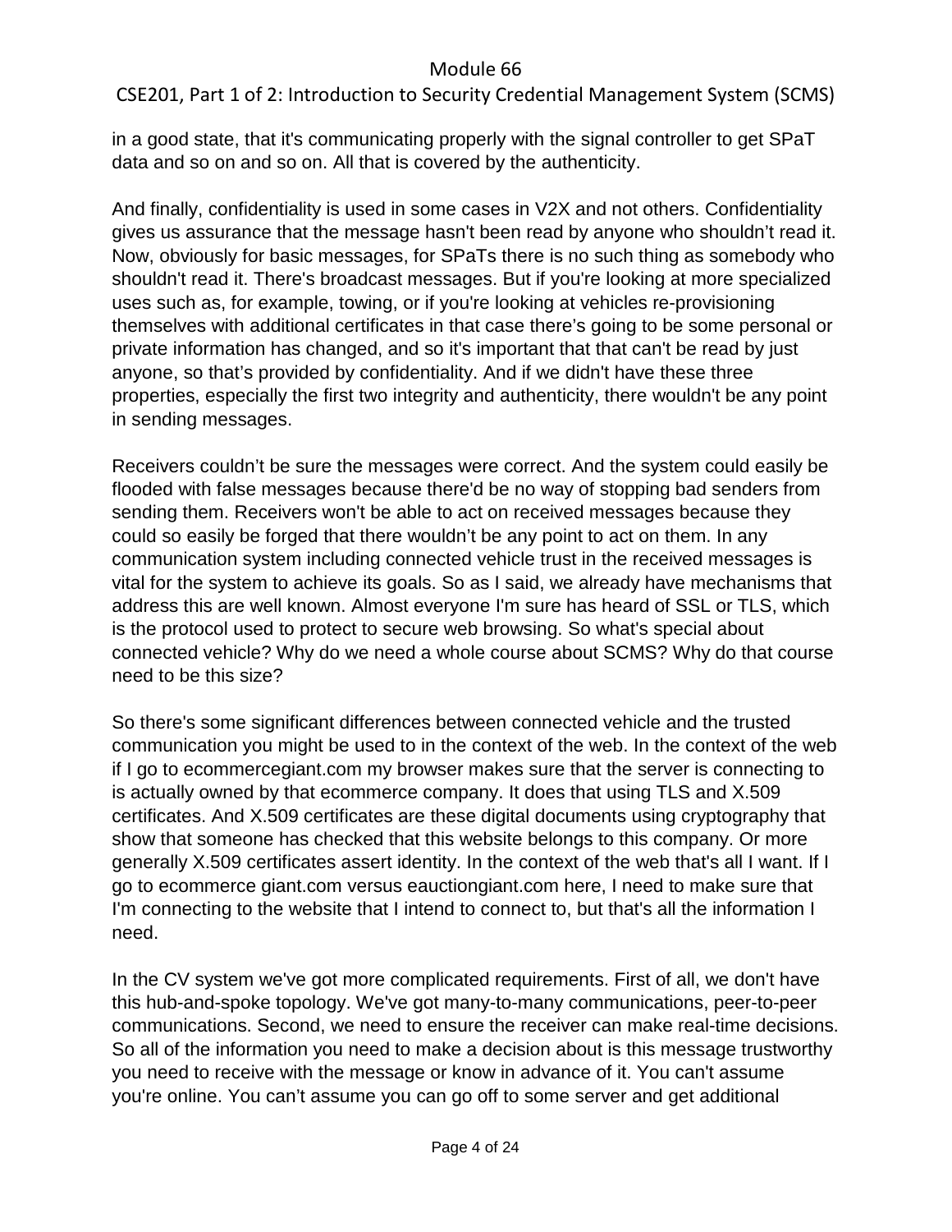in a good state, that it's communicating properly with the signal controller to get SPaT data and so on and so on. All that is covered by the authenticity.

And finally, confidentiality is used in some cases in V2X and not others. Confidentiality gives us assurance that the message hasn't been read by anyone who shouldn't read it. Now, obviously for basic messages, for SPaTs there is no such thing as somebody who shouldn't read it. There's broadcast messages. But if you're looking at more specialized uses such as, for example, towing, or if you're looking at vehicles re-provisioning themselves with additional certificates in that case there's going to be some personal or private information has changed, and so it's important that that can't be read by just anyone, so that's provided by confidentiality. And if we didn't have these three properties, especially the first two integrity and authenticity, there wouldn't be any point in sending messages.

Receivers couldn't be sure the messages were correct. And the system could easily be flooded with false messages because there'd be no way of stopping bad senders from sending them. Receivers won't be able to act on received messages because they could so easily be forged that there wouldn't be any point to act on them. In any communication system including connected vehicle trust in the received messages is vital for the system to achieve its goals. So as I said, we already have mechanisms that address this are well known. Almost everyone I'm sure has heard of SSL or TLS, which is the protocol used to protect to secure web browsing. So what's special about connected vehicle? Why do we need a whole course about SCMS? Why do that course need to be this size?

So there's some significant differences between connected vehicle and the trusted communication you might be used to in the context of the web. In the context of the web if I go to ecommercegiant.com my browser makes sure that the server is connecting to is actually owned by that ecommerce company. It does that using TLS and X.509 certificates. And X.509 certificates are these digital documents using cryptography that show that someone has checked that this website belongs to this company. Or more generally X.509 certificates assert identity. In the context of the web that's all I want. If I go to ecommerce giant.com versus eauctiongiant.com here, I need to make sure that I'm connecting to the website that I intend to connect to, but that's all the information I need.

In the CV system we've got more complicated requirements. First of all, we don't have this hub-and-spoke topology. We've got many-to-many communications, peer-to-peer communications. Second, we need to ensure the receiver can make real-time decisions. So all of the information you need to make a decision about is this message trustworthy you need to receive with the message or know in advance of it. You can't assume you're online. You can't assume you can go off to some server and get additional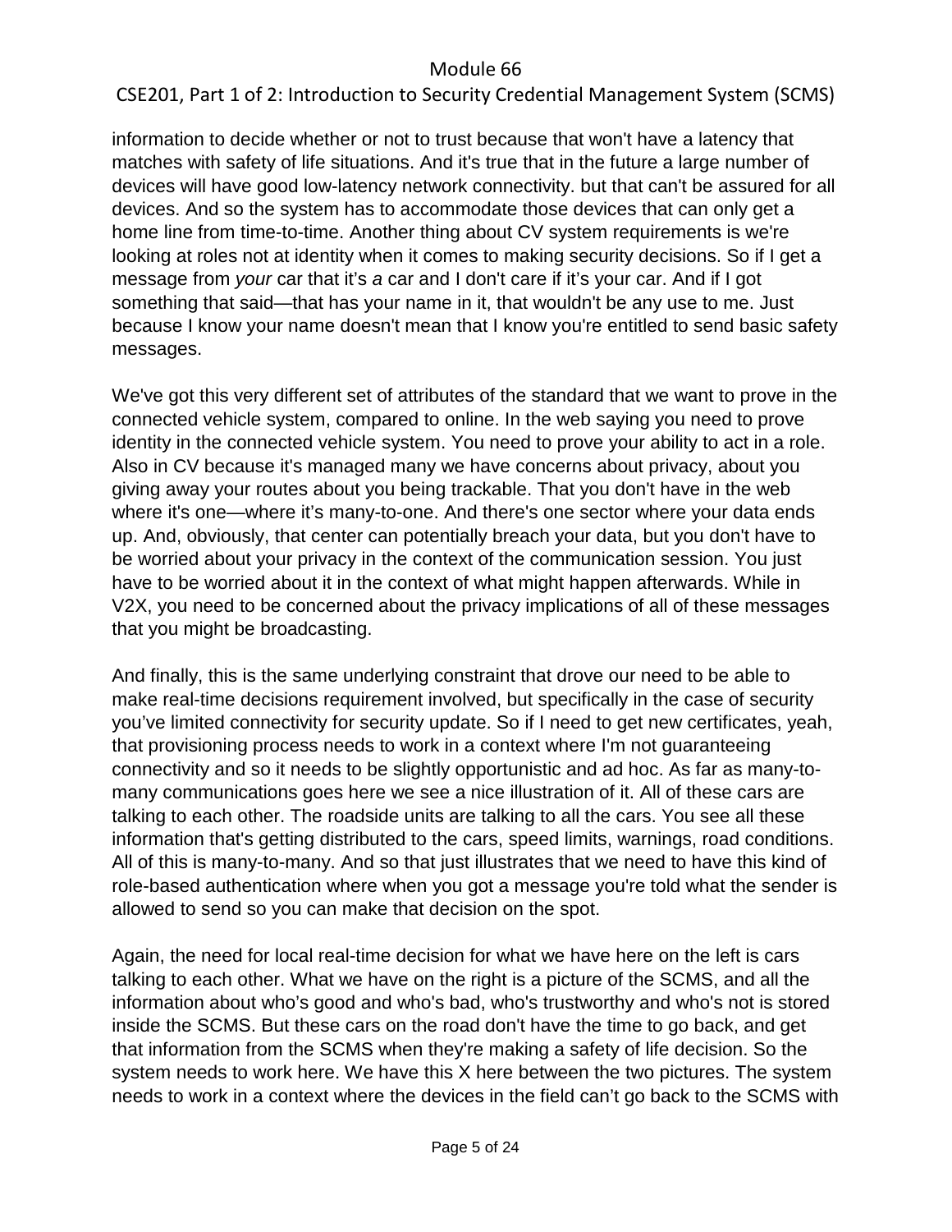information to decide whether or not to trust because that won't have a latency that matches with safety of life situations. And it's true that in the future a large number of devices will have good low-latency network connectivity. but that can't be assured for all devices. And so the system has to accommodate those devices that can only get a home line from time-to-time. Another thing about CV system requirements is we're looking at roles not at identity when it comes to making security decisions. So if I get a message from *your* car that it's *a* car and I don't care if it's your car. And if I got something that said—that has your name in it, that wouldn't be any use to me. Just because I know your name doesn't mean that I know you're entitled to send basic safety messages.

We've got this very different set of attributes of the standard that we want to prove in the connected vehicle system, compared to online. In the web saying you need to prove identity in the connected vehicle system. You need to prove your ability to act in a role. Also in CV because it's managed many we have concerns about privacy, about you giving away your routes about you being trackable. That you don't have in the web where it's one—where it's many-to-one. And there's one sector where your data ends up. And, obviously, that center can potentially breach your data, but you don't have to be worried about your privacy in the context of the communication session. You just have to be worried about it in the context of what might happen afterwards. While in V2X, you need to be concerned about the privacy implications of all of these messages that you might be broadcasting.

And finally, this is the same underlying constraint that drove our need to be able to make real-time decisions requirement involved, but specifically in the case of security you've limited connectivity for security update. So if I need to get new certificates, yeah, that provisioning process needs to work in a context where I'm not guaranteeing connectivity and so it needs to be slightly opportunistic and ad hoc. As far as many-to-many communications goes here we see a nice illustration of it. All of these cars are talking to each other. The roadside units are talking to all the cars. You see all these information that's getting distributed to the cars, speed limits, warnings, road conditions. All of this is many-to-many. And so that just illustrates that we need to have this kind of role-based authentication where when you got a message you're told what the sender is allowed to send so you can make that decision on the spot.

Again, the need for local real-time decision for what we have here on the left is cars talking to each other. What we have on the right is a picture of the SCMS, and all the information about who's good and who's bad, who's trustworthy and who's not is stored inside the SCMS. But these cars on the road don't have the time to go back, and get that information from the SCMS when they're making a safety of life decision. So the system needs to work here. We have this X here between the two pictures. The system needs to work in a context where the devices in the field can't go back to the SCMS with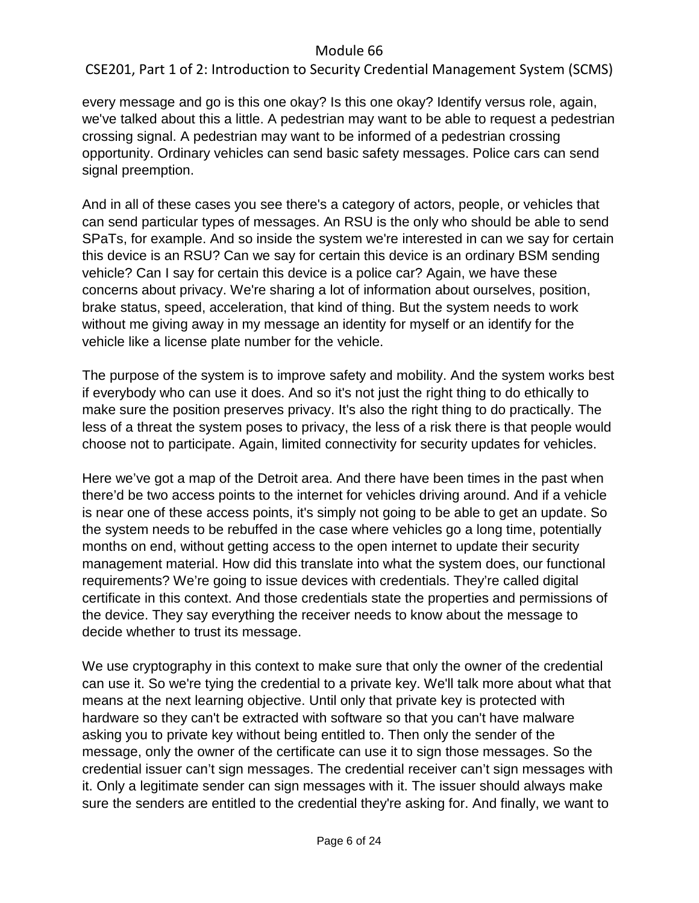every message and go is this one okay? Is this one okay? Identify versus role, again, we've talked about this a little. A pedestrian may want to be able to request a pedestrian crossing signal. A pedestrian may want to be informed of a pedestrian crossing opportunity. Ordinary vehicles can send basic safety messages. Police cars can send signal preemption.

And in all of these cases you see there's a category of actors, people, or vehicles that can send particular types of messages. An RSU is the only who should be able to send SPaTs, for example. And so inside the system we're interested in can we say for certain this device is an RSU? Can we say for certain this device is an ordinary BSM sending vehicle? Can I say for certain this device is a police car? Again, we have these concerns about privacy. We're sharing a lot of information about ourselves, position, brake status, speed, acceleration, that kind of thing. But the system needs to work without me giving away in my message an identity for myself or an identify for the vehicle like a license plate number for the vehicle.

The purpose of the system is to improve safety and mobility. And the system works best if everybody who can use it does. And so it's not just the right thing to do ethically to make sure the position preserves privacy. It's also the right thing to do practically. The less of a threat the system poses to privacy, the less of a risk there is that people would choose not to participate. Again, limited connectivity for security updates for vehicles.

Here we've got a map of the Detroit area. And there have been times in the past when there'd be two access points to the internet for vehicles driving around. And if a vehicle is near one of these access points, it's simply not going to be able to get an update. So the system needs to be rebuffed in the case where vehicles go a long time, potentially months on end, without getting access to the open internet to update their security management material. How did this translate into what the system does, our functional requirements? We're going to issue devices with credentials. They're called digital certificate in this context. And those credentials state the properties and permissions of the device. They say everything the receiver needs to know about the message to decide whether to trust its message.

We use cryptography in this context to make sure that only the owner of the credential can use it. So we're tying the credential to a private key. We'll talk more about what that means at the next learning objective. Until only that private key is protected with hardware so they can't be extracted with software so that you can't have malware asking you to private key without being entitled to. Then only the sender of the message, only the owner of the certificate can use it to sign those messages. So the credential issuer can't sign messages. The credential receiver can't sign messages with it. Only a legitimate sender can sign messages with it. The issuer should always make sure the senders are entitled to the credential they're asking for. And finally, we want to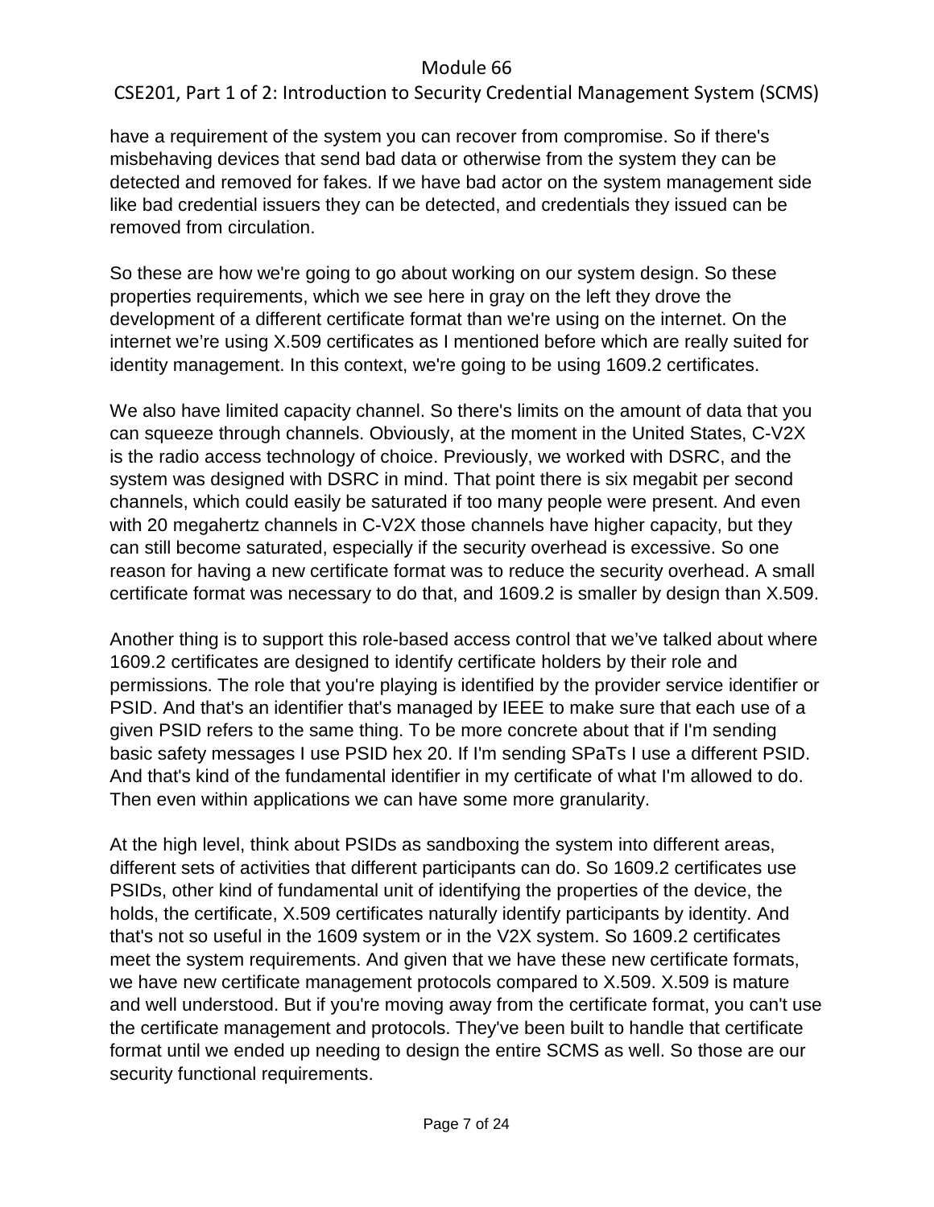have a requirement of the system you can recover from compromise. So if there's misbehaving devices that send bad data or otherwise from the system they can be detected and removed for fakes. If we have bad actor on the system management side like bad credential issuers they can be detected, and credentials they issued can be removed from circulation.

So these are how we're going to go about working on our system design. So these properties requirements, which we see here in gray on the left they drove the development of a different certificate format than we're using on the internet. On the internet we're using X.509 certificates as I mentioned before which are really suited for identity management. In this context, we're going to be using 1609.2 certificates.

We also have limited capacity channel. So there's limits on the amount of data that you can squeeze through channels. Obviously, at the moment in the United States, C-V2X is the radio access technology of choice. Previously, we worked with DSRC, and the system was designed with DSRC in mind. That point there is six megabit per second channels, which could easily be saturated if too many people were present. And even with 20 megahertz channels in C-V2X those channels have higher capacity, but they can still become saturated, especially if the security overhead is excessive. So one reason for having a new certificate format was to reduce the security overhead. A small certificate format was necessary to do that, and 1609.2 is smaller by design than X.509.

Another thing is to support this role-based access control that we've talked about where 1609.2 certificates are designed to identify certificate holders by their role and permissions. The role that you're playing is identified by the provider service identifier or PSID. And that's an identifier that's managed by IEEE to make sure that each use of a given PSID refers to the same thing. To be more concrete about that if I'm sending basic safety messages I use PSID hex 20. If I'm sending SPaTs I use a different PSID. And that's kind of the fundamental identifier in my certificate of what I'm allowed to do. Then even within applications we can have some more granularity.

At the high level, think about PSIDs as sandboxing the system into different areas, different sets of activities that different participants can do. So 1609.2 certificates use PSIDs, other kind of fundamental unit of identifying the properties of the device, the holds, the certificate, X.509 certificates naturally identify participants by identity. And that's not so useful in the 1609 system or in the V2X system. So 1609.2 certificates meet the system requirements. And given that we have these new certificate formats, we have new certificate management protocols compared to X.509. X.509 is mature and well understood. But if you're moving away from the certificate format, you can't use the certificate management and protocols. They've been built to handle that certificate format until we ended up needing to design the entire SCMS as well. So those are our security functional requirements.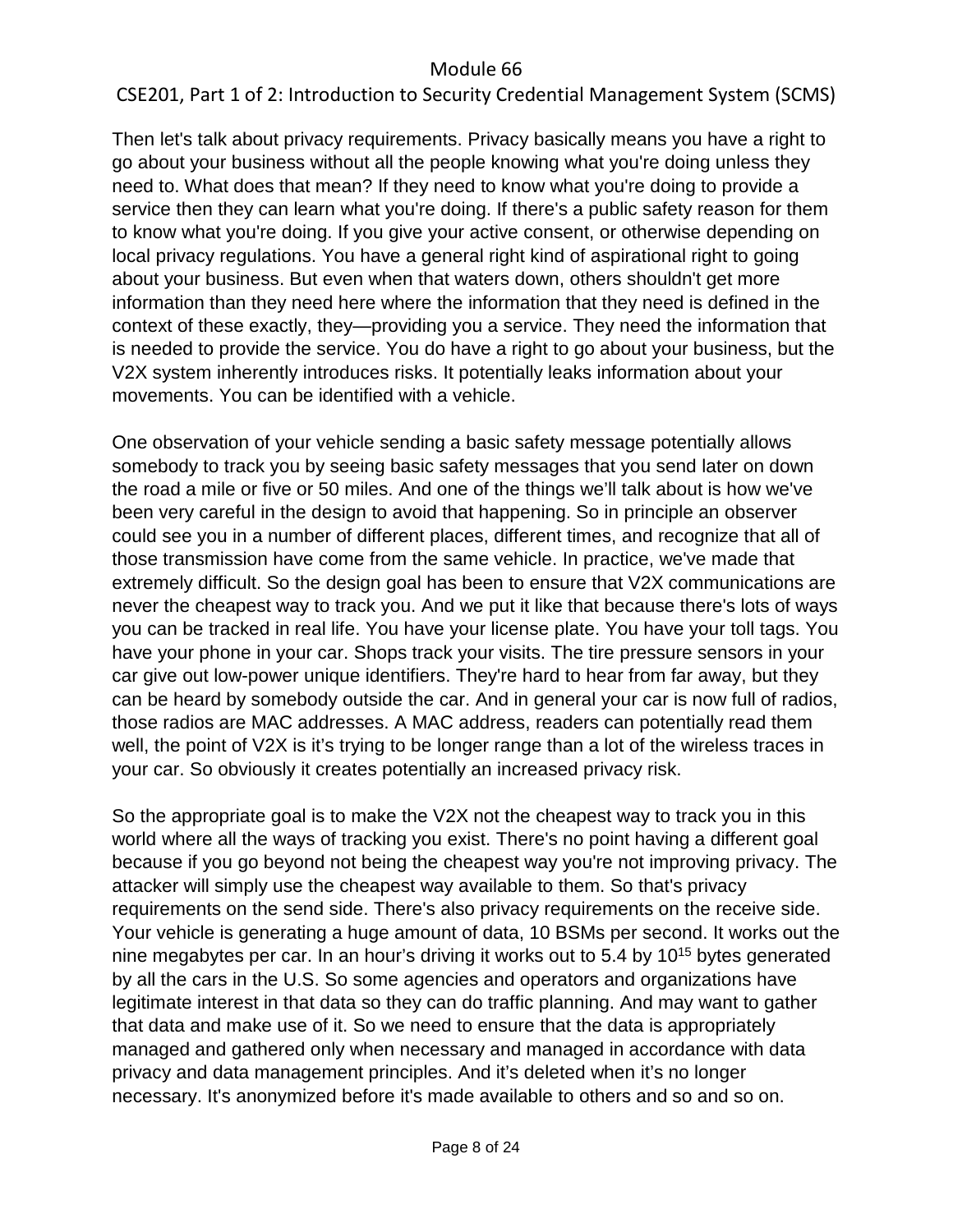Then let's talk about privacy requirements. Privacy basically means you have a right to go about your business without all the people knowing what you're doing unless they need to. What does that mean? If they need to know what you're doing to provide a service then they can learn what you're doing. If there's a public safety reason for them to know what you're doing. If you give your active consent, or otherwise depending on local privacy regulations. You have a general right kind of aspirational right to going about your business. But even when that waters down, others shouldn't get more information than they need here where the information that they need is defined in the context of these exactly, they—providing you a service. They need the information that is needed to provide the service. You do have a right to go about your business, but the V2X system inherently introduces risks. It potentially leaks information about your movements. You can be identified with a vehicle.

One observation of your vehicle sending a basic safety message potentially allows somebody to track you by seeing basic safety messages that you send later on down the road a mile or five or 50 miles. And one of the things we'll talk about is how we've been very careful in the design to avoid that happening. So in principle an observer could see you in a number of different places, different times, and recognize that all of those transmission have come from the same vehicle. In practice, we've made that extremely difficult. So the design goal has been to ensure that V2X communications are never the cheapest way to track you. And we put it like that because there's lots of ways you can be tracked in real life. You have your license plate. You have your toll tags. You have your phone in your car. Shops track your visits. The tire pressure sensors in your car give out low-power unique identifiers. They're hard to hear from far away, but they can be heard by somebody outside the car. And in general your car is now full of radios, those radios are MAC addresses. A MAC address, readers can potentially read them well, the point of V2X is it's trying to be longer range than a lot of the wireless traces in your car. So obviously it creates potentially an increased privacy risk.

So the appropriate goal is to make the V2X not the cheapest way to track you in this world where all the ways of tracking you exist. There's no point having a different goal because if you go beyond not being the cheapest way you're not improving privacy. The attacker will simply use the cheapest way available to them. So that's privacy requirements on the send side. There's also privacy requirements on the receive side. Your vehicle is generating a huge amount of data, 10 BSMs per second. It works out the nine megabytes per car. In an hour's driving it works out to 5.4 by $10^{15}$ bytes generated by all the cars in the U.S. So some agencies and operators and organizations have legitimate interest in that data so they can do traffic planning. And may want to gather that data and make use of it. So we need to ensure that the data is appropriately managed and gathered only when necessary and managed in accordance with data privacy and data management principles. And it's deleted when it's no longer necessary. It's anonymized before it's made available to others and so and so on.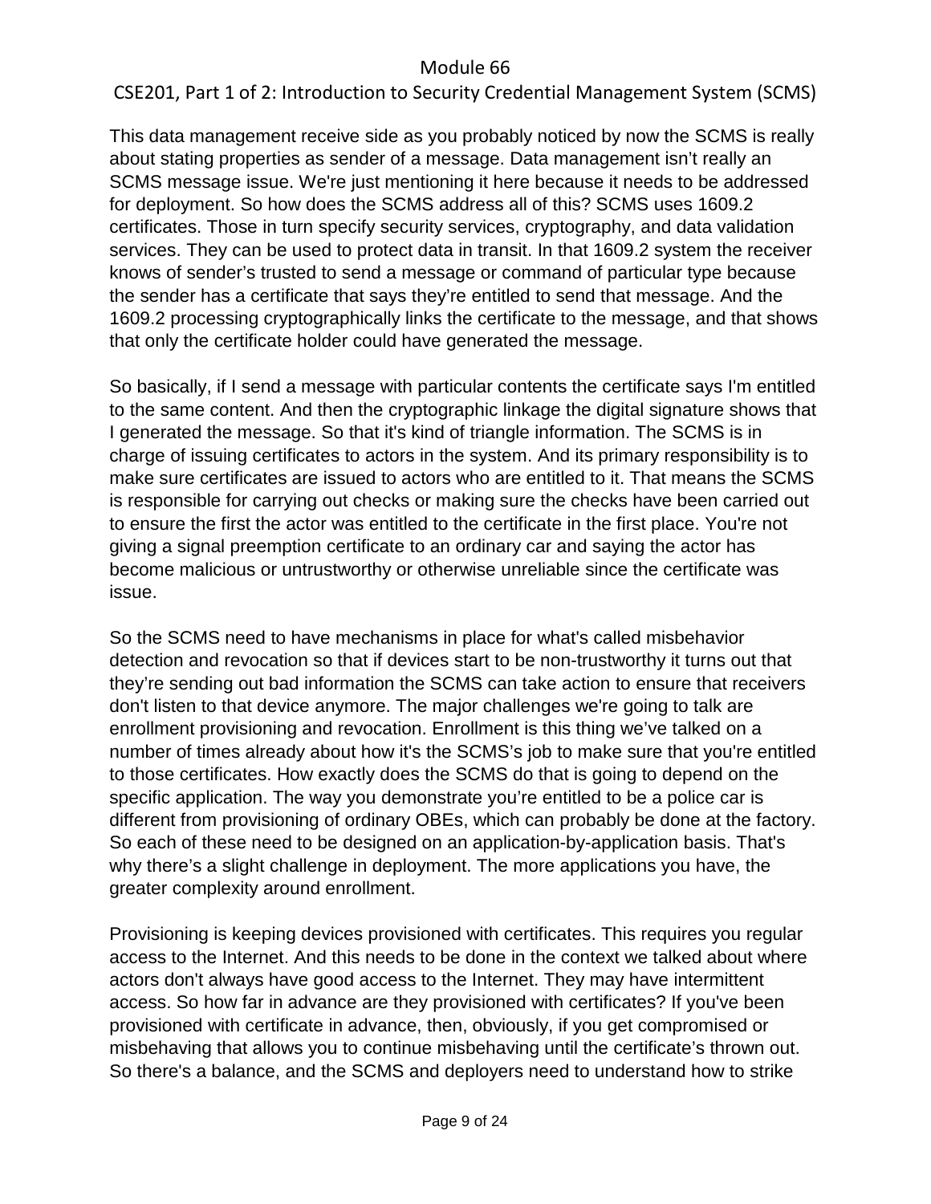This data management receive side as you probably noticed by now the SCMS is really about stating properties as sender of a message. Data management isn't really an SCMS message issue. We're just mentioning it here because it needs to be addressed for deployment. So how does the SCMS address all of this? SCMS uses 1609.2 certificates. Those in turn specify security services, cryptography, and data validation services. They can be used to protect data in transit. In that 1609.2 system the receiver knows of sender's trusted to send a message or command of particular type because the sender has a certificate that says they're entitled to send that message. And the 1609.2 processing cryptographically links the certificate to the message, and that shows that only the certificate holder could have generated the message.

So basically, if I send a message with particular contents the certificate says I'm entitled to the same content. And then the cryptographic linkage the digital signature shows that I generated the message. So that it's kind of triangle information. The SCMS is in charge of issuing certificates to actors in the system. And its primary responsibility is to make sure certificates are issued to actors who are entitled to it. That means the SCMS is responsible for carrying out checks or making sure the checks have been carried out to ensure the first the actor was entitled to the certificate in the first place. You're not giving a signal preemption certificate to an ordinary car and saying the actor has become malicious or untrustworthy or otherwise unreliable since the certificate was issue.

So the SCMS need to have mechanisms in place for what's called misbehavior detection and revocation so that if devices start to be non-trustworthy it turns out that they're sending out bad information the SCMS can take action to ensure that receivers don't listen to that device anymore. The major challenges we're going to talk are enrollment provisioning and revocation. Enrollment is this thing we've talked on a number of times already about how it's the SCMS's job to make sure that you're entitled to those certificates. How exactly does the SCMS do that is going to depend on the specific application. The way you demonstrate you're entitled to be a police car is different from provisioning of ordinary OBEs, which can probably be done at the factory. So each of these need to be designed on an application-by-application basis. That's why there's a slight challenge in deployment. The more applications you have, the greater complexity around enrollment.

Provisioning is keeping devices provisioned with certificates. This requires you regular access to the Internet. And this needs to be done in the context we talked about where actors don't always have good access to the Internet. They may have intermittent access. So how far in advance are they provisioned with certificates? If you've been provisioned with certificate in advance, then, obviously, if you get compromised or misbehaving that allows you to continue misbehaving until the certificate's thrown out. So there's a balance, and the SCMS and deployers need to understand how to strike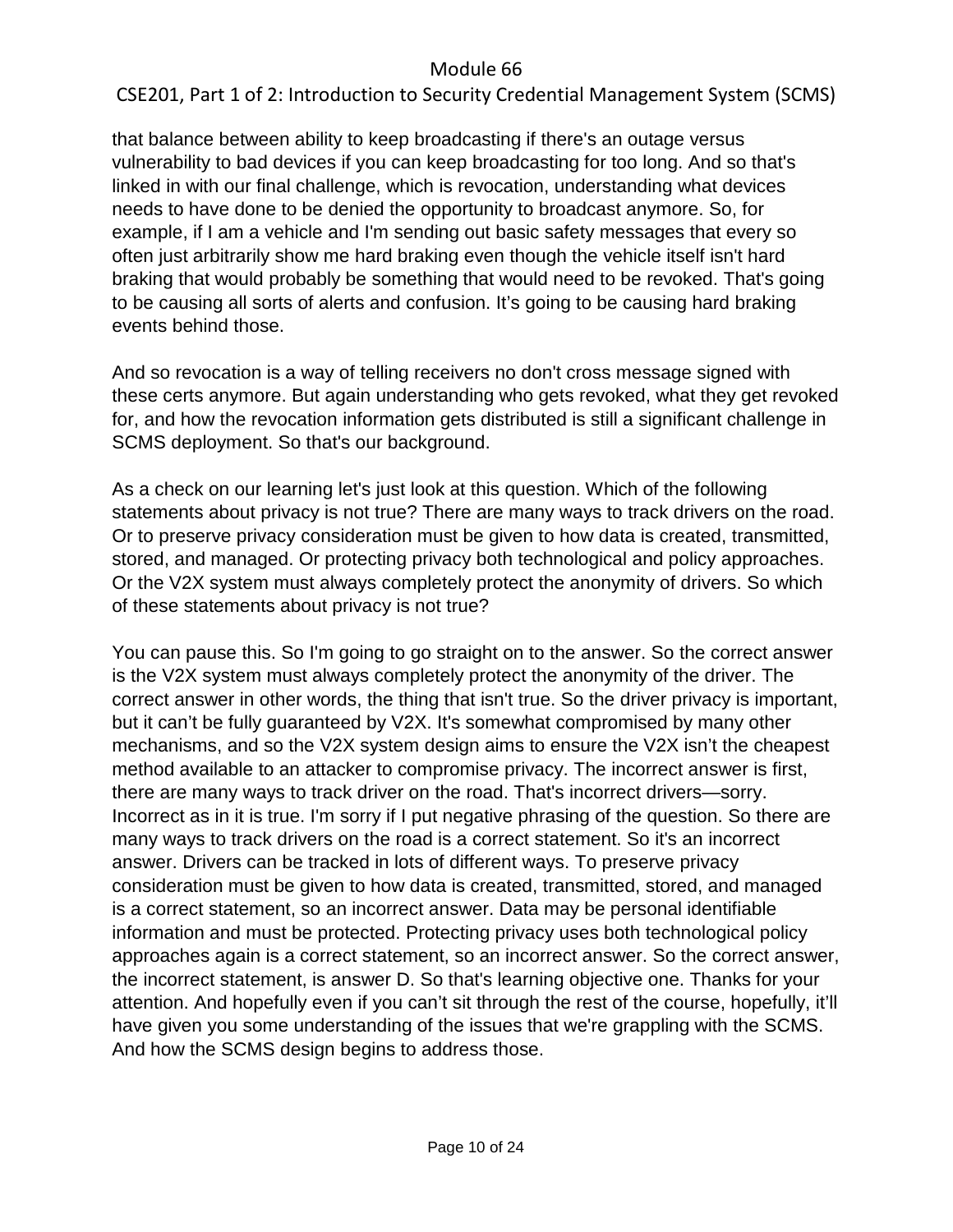that balance between ability to keep broadcasting if there's an outage versus vulnerability to bad devices if you can keep broadcasting for too long. And so that's linked in with our final challenge, which is revocation, understanding what devices needs to have done to be denied the opportunity to broadcast anymore. So, for example, if I am a vehicle and I'm sending out basic safety messages that every so often just arbitrarily show me hard braking even though the vehicle itself isn't hard braking that would probably be something that would need to be revoked. That's going to be causing all sorts of alerts and confusion. It's going to be causing hard braking events behind those.

And so revocation is a way of telling receivers no don't cross message signed with these certs anymore. But again understanding who gets revoked, what they get revoked for, and how the revocation information gets distributed is still a significant challenge in SCMS deployment. So that's our background.

As a check on our learning let's just look at this question. Which of the following statements about privacy is not true? There are many ways to track drivers on the road. Or to preserve privacy consideration must be given to how data is created, transmitted, stored, and managed. Or protecting privacy both technological and policy approaches. Or the V2X system must always completely protect the anonymity of drivers. So which of these statements about privacy is not true?

You can pause this. So I'm going to go straight on to the answer. So the correct answer is the V2X system must always completely protect the anonymity of the driver. The correct answer in other words, the thing that isn't true. So the driver privacy is important, but it can't be fully guaranteed by V2X. It's somewhat compromised by many other mechanisms, and so the V2X system design aims to ensure the V2X isn't the cheapest method available to an attacker to compromise privacy. The incorrect answer is first, there are many ways to track driver on the road. That's incorrect drivers—sorry. Incorrect as in it is true. I'm sorry if I put negative phrasing of the question. So there are many ways to track drivers on the road is a correct statement. So it's an incorrect answer. Drivers can be tracked in lots of different ways. To preserve privacy consideration must be given to how data is created, transmitted, stored, and managed is a correct statement, so an incorrect answer. Data may be personal identifiable information and must be protected. Protecting privacy uses both technological policy approaches again is a correct statement, so an incorrect answer. So the correct answer, the incorrect statement, is answer D. So that's learning objective one. Thanks for your attention. And hopefully even if you can't sit through the rest of the course, hopefully, it'll have given you some understanding of the issues that we're grappling with the SCMS. And how the SCMS design begins to address those.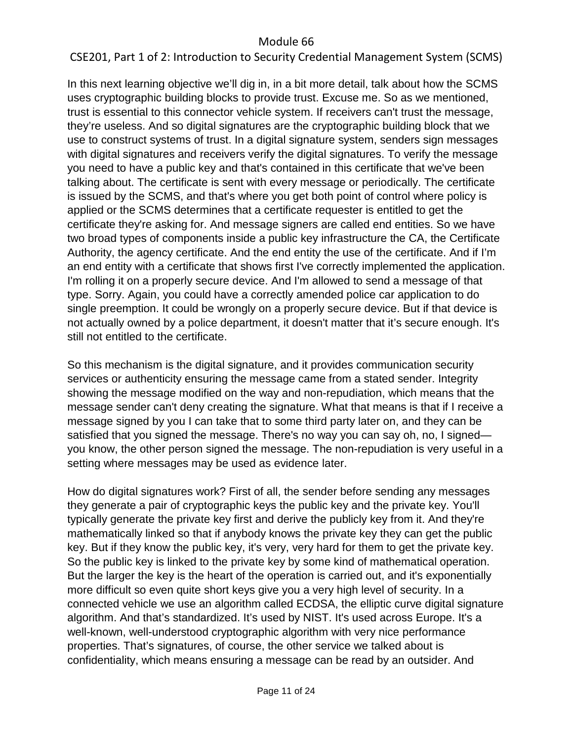In this next learning objective we'll dig in, in a bit more detail, talk about how the SCMS uses cryptographic building blocks to provide trust. Excuse me. So as we mentioned, trust is essential to this connector vehicle system. If receivers can't trust the message, they're useless. And so digital signatures are the cryptographic building block that we use to construct systems of trust. In a digital signature system, senders sign messages with digital signatures and receivers verify the digital signatures. To verify the message you need to have a public key and that's contained in this certificate that we've been talking about. The certificate is sent with every message or periodically. The certificate is issued by the SCMS, and that's where you get both point of control where policy is applied or the SCMS determines that a certificate requester is entitled to get the certificate they're asking for. And message signers are called end entities. So we have two broad types of components inside a public key infrastructure the CA, the Certificate Authority, the agency certificate. And the end entity the use of the certificate. And if I'm an end entity with a certificate that shows first I've correctly implemented the application. I'm rolling it on a properly secure device. And I'm allowed to send a message of that type. Sorry. Again, you could have a correctly amended police car application to do single preemption. It could be wrongly on a properly secure device. But if that device is not actually owned by a police department, it doesn't matter that it's secure enough. It's still not entitled to the certificate.

So this mechanism is the digital signature, and it provides communication security services or authenticity ensuring the message came from a stated sender. Integrity showing the message modified on the way and non-repudiation, which means that the message sender can't deny creating the signature. What that means is that if I receive a message signed by you I can take that to some third party later on, and they can be satisfied that you signed the message. There's no way you can say oh, no, I signed— you know, the other person signed the message. The non-repudiation is very useful in a setting where messages may be used as evidence later.

How do digital signatures work? First of all, the sender before sending any messages they generate a pair of cryptographic keys the public key and the private key. You'll typically generate the private key first and derive the publicly key from it. And they're mathematically linked so that if anybody knows the private key they can get the public key. But if they know the public key, it's very, very hard for them to get the private key. So the public key is linked to the private key by some kind of mathematical operation. But the larger the key is the heart of the operation is carried out, and it's exponentially more difficult so even quite short keys give you a very high level of security. In a connected vehicle we use an algorithm called ECDSA, the elliptic curve digital signature algorithm. And that's standardized. It's used by NIST. It's used across Europe. It's a well-known, well-understood cryptographic algorithm with very nice performance properties. That's signatures, of course, the other service we talked about is confidentiality, which means ensuring a message can be read by an outsider. And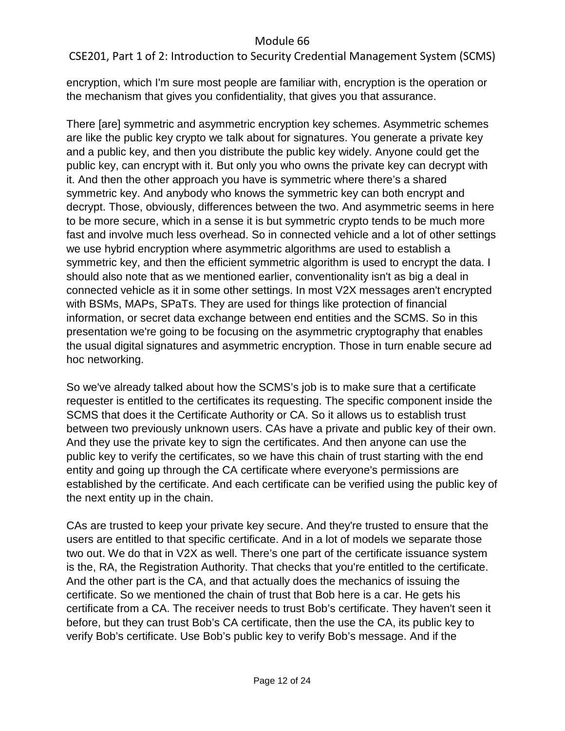encryption, which I'm sure most people are familiar with, encryption is the operation or the mechanism that gives you confidentiality, that gives you that assurance.

There [are] symmetric and asymmetric encryption key schemes. Asymmetric schemes are like the public key crypto we talk about for signatures. You generate a private key and a public key, and then you distribute the public key widely. Anyone could get the public key, can encrypt with it. But only you who owns the private key can decrypt with it. And then the other approach you have is symmetric where there's a shared symmetric key. And anybody who knows the symmetric key can both encrypt and decrypt. Those, obviously, differences between the two. And asymmetric seems in here to be more secure, which in a sense it is but symmetric crypto tends to be much more fast and involve much less overhead. So in connected vehicle and a lot of other settings we use hybrid encryption where asymmetric algorithms are used to establish a symmetric key, and then the efficient symmetric algorithm is used to encrypt the data. I should also note that as we mentioned earlier, conventionality isn't as big a deal in connected vehicle as it in some other settings. In most V2X messages aren't encrypted with BSMs, MAPs, SPaTs. They are used for things like protection of financial information, or secret data exchange between end entities and the SCMS. So in this presentation we're going to be focusing on the asymmetric cryptography that enables the usual digital signatures and asymmetric encryption. Those in turn enable secure ad hoc networking.

So we've already talked about how the SCMS's job is to make sure that a certificate requester is entitled to the certificates its requesting. The specific component inside the SCMS that does it the Certificate Authority or CA. So it allows us to establish trust between two previously unknown users. CAs have a private and public key of their own. And they use the private key to sign the certificates. And then anyone can use the public key to verify the certificates, so we have this chain of trust starting with the end entity and going up through the CA certificate where everyone's permissions are established by the certificate. And each certificate can be verified using the public key of the next entity up in the chain.

CAs are trusted to keep your private key secure. And they're trusted to ensure that the users are entitled to that specific certificate. And in a lot of models we separate those two out. We do that in V2X as well. There's one part of the certificate issuance system is the, RA, the Registration Authority. That checks that you're entitled to the certificate. And the other part is the CA, and that actually does the mechanics of issuing the certificate. So we mentioned the chain of trust that Bob here is a car. He gets his certificate from a CA. The receiver needs to trust Bob's certificate. They haven't seen it before, but they can trust Bob's CA certificate, then the use the CA, its public key to verify Bob's certificate. Use Bob's public key to verify Bob's message. And if the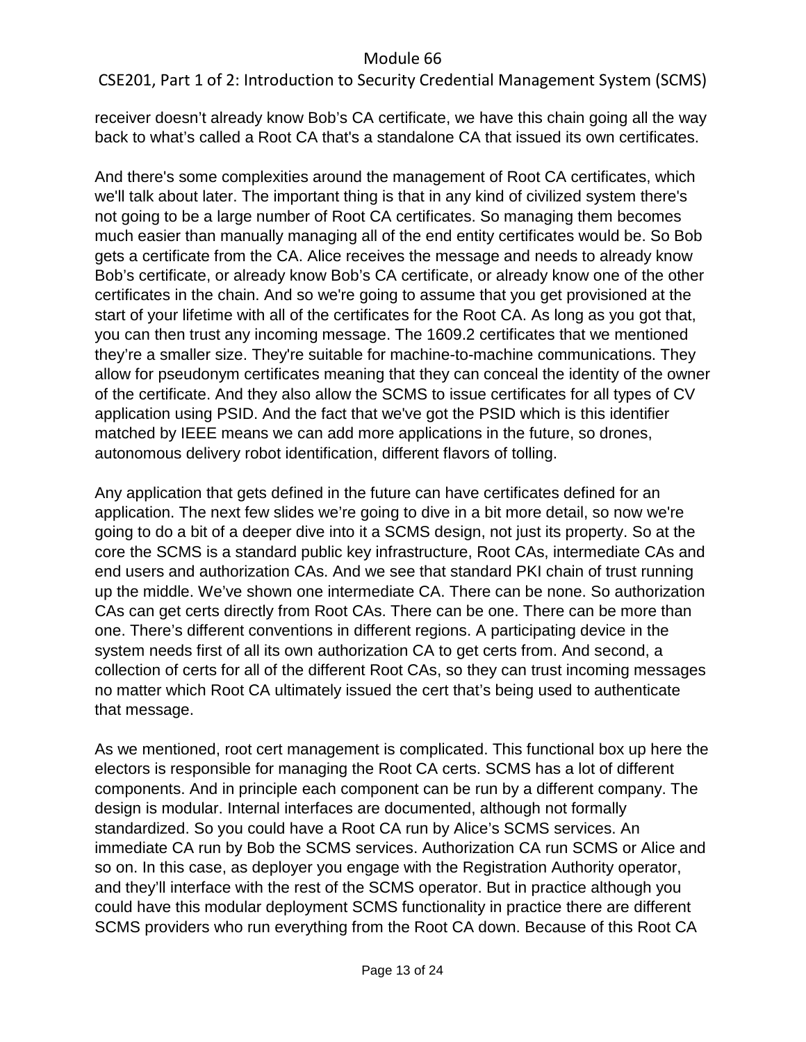receiver doesn't already know Bob's CA certificate, we have this chain going all the way back to what's called a Root CA that's a standalone CA that issued its own certificates.

And there's some complexities around the management of Root CA certificates, which we'll talk about later. The important thing is that in any kind of civilized system there's not going to be a large number of Root CA certificates. So managing them becomes much easier than manually managing all of the end entity certificates would be. So Bob gets a certificate from the CA. Alice receives the message and needs to already know Bob's certificate, or already know Bob's CA certificate, or already know one of the other certificates in the chain. And so we're going to assume that you get provisioned at the start of your lifetime with all of the certificates for the Root CA. As long as you got that, you can then trust any incoming message. The 1609.2 certificates that we mentioned they're a smaller size. They're suitable for machine-to-machine communications. They allow for pseudonym certificates meaning that they can conceal the identity of the owner of the certificate. And they also allow the SCMS to issue certificates for all types of CV application using PSID. And the fact that we've got the PSID which is this identifier matched by IEEE means we can add more applications in the future, so drones, autonomous delivery robot identification, different flavors of tolling.

Any application that gets defined in the future can have certificates defined for an application. The next few slides we're going to dive in a bit more detail, so now we're going to do a bit of a deeper dive into it a SCMS design, not just its property. So at the core the SCMS is a standard public key infrastructure, Root CAs, intermediate CAs and end users and authorization CAs. And we see that standard PKI chain of trust running up the middle. We've shown one intermediate CA. There can be none. So authorization CAs can get certs directly from Root CAs. There can be one. There can be more than one. There's different conventions in different regions. A participating device in the system needs first of all its own authorization CA to get certs from. And second, a collection of certs for all of the different Root CAs, so they can trust incoming messages no matter which Root CA ultimately issued the cert that's being used to authenticate that message.

As we mentioned, root cert management is complicated. This functional box up here the electors is responsible for managing the Root CA certs. SCMS has a lot of different components. And in principle each component can be run by a different company. The design is modular. Internal interfaces are documented, although not formally standardized. So you could have a Root CA run by Alice's SCMS services. An immediate CA run by Bob the SCMS services. Authorization CA run SCMS or Alice and so on. In this case, as deployer you engage with the Registration Authority operator, and they'll interface with the rest of the SCMS operator. But in practice although you could have this modular deployment SCMS functionality in practice there are different SCMS providers who run everything from the Root CA down. Because of this Root CA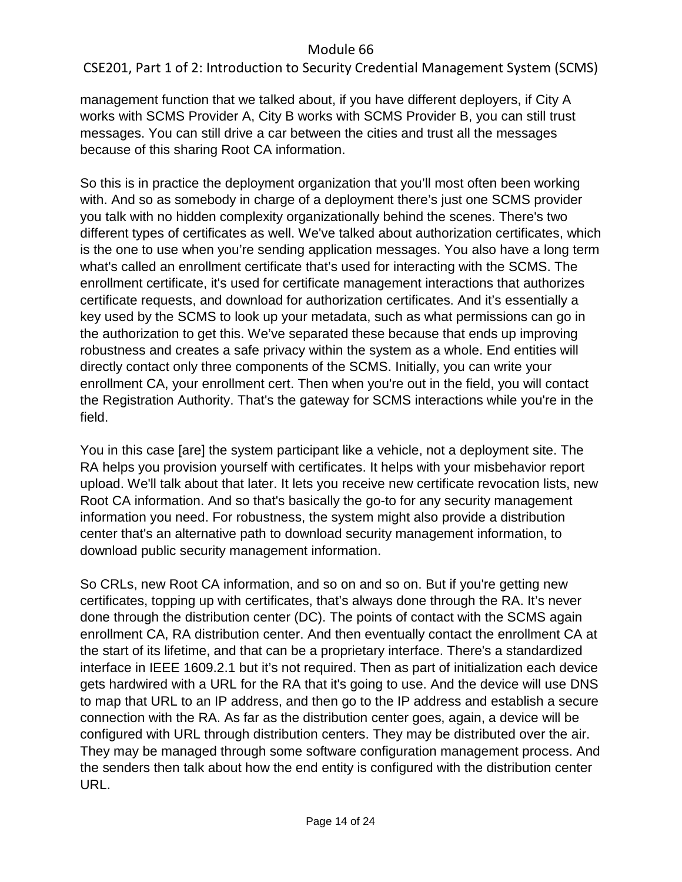management function that we talked about, if you have different deployers, if City A works with SCMS Provider A, City B works with SCMS Provider B, you can still trust messages. You can still drive a car between the cities and trust all the messages because of this sharing Root CA information.

So this is in practice the deployment organization that you'll most often been working with. And so as somebody in charge of a deployment there's just one SCMS provider you talk with no hidden complexity organizationally behind the scenes. There's two different types of certificates as well. We've talked about authorization certificates, which is the one to use when you're sending application messages. You also have a long term what's called an enrollment certificate that's used for interacting with the SCMS. The enrollment certificate, it's used for certificate management interactions that authorizes certificate requests, and download for authorization certificates. And it's essentially a key used by the SCMS to look up your metadata, such as what permissions can go in the authorization to get this. We've separated these because that ends up improving robustness and creates a safe privacy within the system as a whole. End entities will directly contact only three components of the SCMS. Initially, you can write your enrollment CA, your enrollment cert. Then when you're out in the field, you will contact the Registration Authority. That's the gateway for SCMS interactions while you're in the field.

You in this case [are] the system participant like a vehicle, not a deployment site. The RA helps you provision yourself with certificates. It helps with your misbehavior report upload. We'll talk about that later. It lets you receive new certificate revocation lists, new Root CA information. And so that's basically the go-to for any security management information you need. For robustness, the system might also provide a distribution center that's an alternative path to download security management information, to download public security management information.

So CRLs, new Root CA information, and so on and so on. But if you're getting new certificates, topping up with certificates, that's always done through the RA. It's never done through the distribution center (DC). The points of contact with the SCMS again enrollment CA, RA distribution center. And then eventually contact the enrollment CA at the start of its lifetime, and that can be a proprietary interface. There's a standardized interface in IEEE 1609.2.1 but it's not required. Then as part of initialization each device gets hardwired with a URL for the RA that it's going to use. And the device will use DNS to map that URL to an IP address, and then go to the IP address and establish a secure connection with the RA. As far as the distribution center goes, again, a device will be configured with URL through distribution centers. They may be distributed over the air. They may be managed through some software configuration management process. And the senders then talk about how the end entity is configured with the distribution center URL.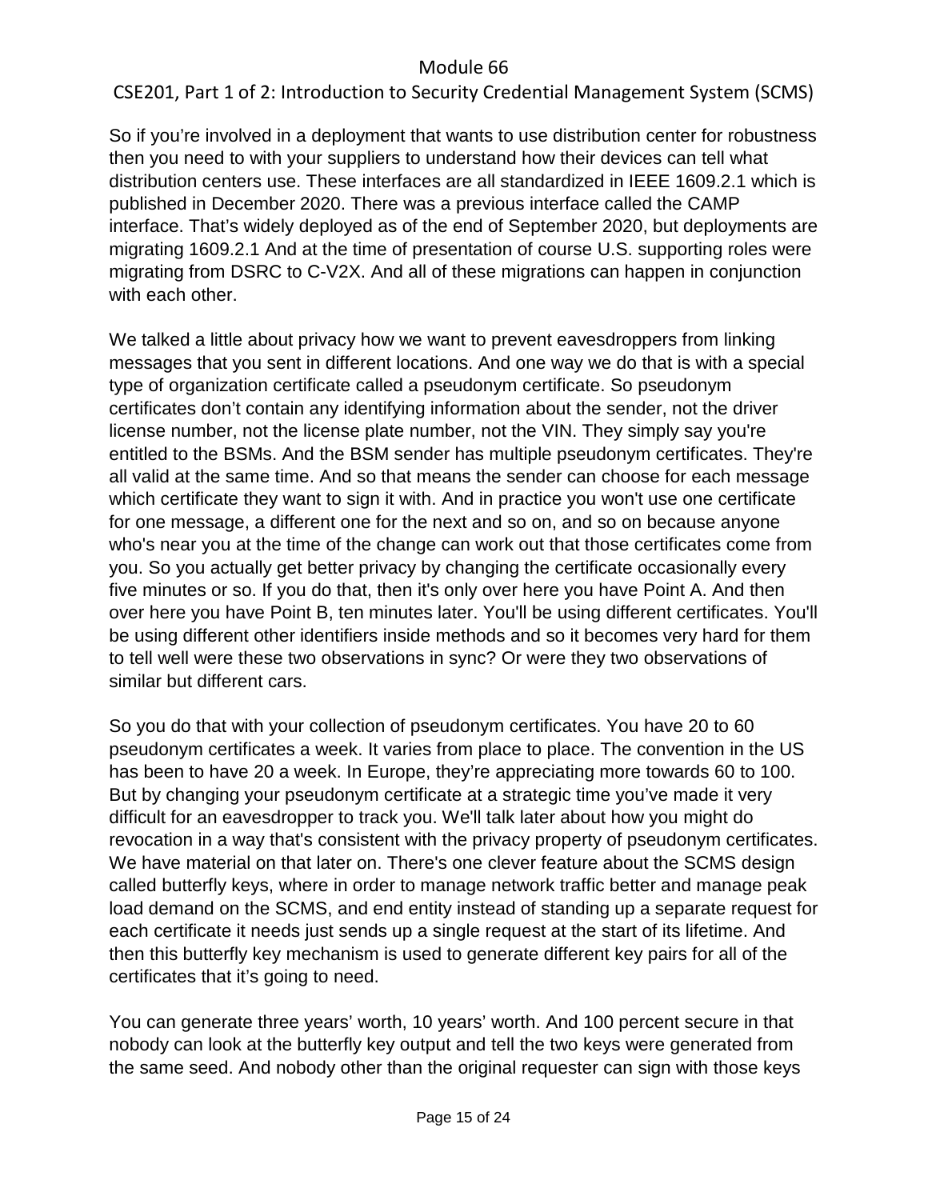So if you're involved in a deployment that wants to use distribution center for robustness then you need to with your suppliers to understand how their devices can tell what distribution centers use. These interfaces are all standardized in IEEE 1609.2.1 which is published in December 2020. There was a previous interface called the CAMP interface. That's widely deployed as of the end of September 2020, but deployments are migrating 1609.2.1 And at the time of presentation of course U.S. supporting roles were migrating from DSRC to C-V2X. And all of these migrations can happen in conjunction with each other.

We talked a little about privacy how we want to prevent eavesdroppers from linking messages that you sent in different locations. And one way we do that is with a special type of organization certificate called a pseudonym certificate. So pseudonym certificates don't contain any identifying information about the sender, not the driver license number, not the license plate number, not the VIN. They simply say you're entitled to the BSMs. And the BSM sender has multiple pseudonym certificates. They're all valid at the same time. And so that means the sender can choose for each message which certificate they want to sign it with. And in practice you won't use one certificate for one message, a different one for the next and so on, and so on because anyone who's near you at the time of the change can work out that those certificates come from you. So you actually get better privacy by changing the certificate occasionally every five minutes or so. If you do that, then it's only over here you have Point A. And then over here you have Point B, ten minutes later. You'll be using different certificates. You'll be using different other identifiers inside methods and so it becomes very hard for them to tell well were these two observations in sync? Or were they two observations of similar but different cars.

So you do that with your collection of pseudonym certificates. You have 20 to 60 pseudonym certificates a week. It varies from place to place. The convention in the US has been to have 20 a week. In Europe, they're appreciating more towards 60 to 100. But by changing your pseudonym certificate at a strategic time you've made it very difficult for an eavesdropper to track you. We'll talk later about how you might do revocation in a way that's consistent with the privacy property of pseudonym certificates. We have material on that later on. There's one clever feature about the SCMS design called butterfly keys, where in order to manage network traffic better and manage peak load demand on the SCMS, and end entity instead of standing up a separate request for each certificate it needs just sends up a single request at the start of its lifetime. And then this butterfly key mechanism is used to generate different key pairs for all of the certificates that it's going to need.

You can generate three years' worth, 10 years' worth. And 100 percent secure in that nobody can look at the butterfly key output and tell the two keys were generated from the same seed. And nobody other than the original requester can sign with those keys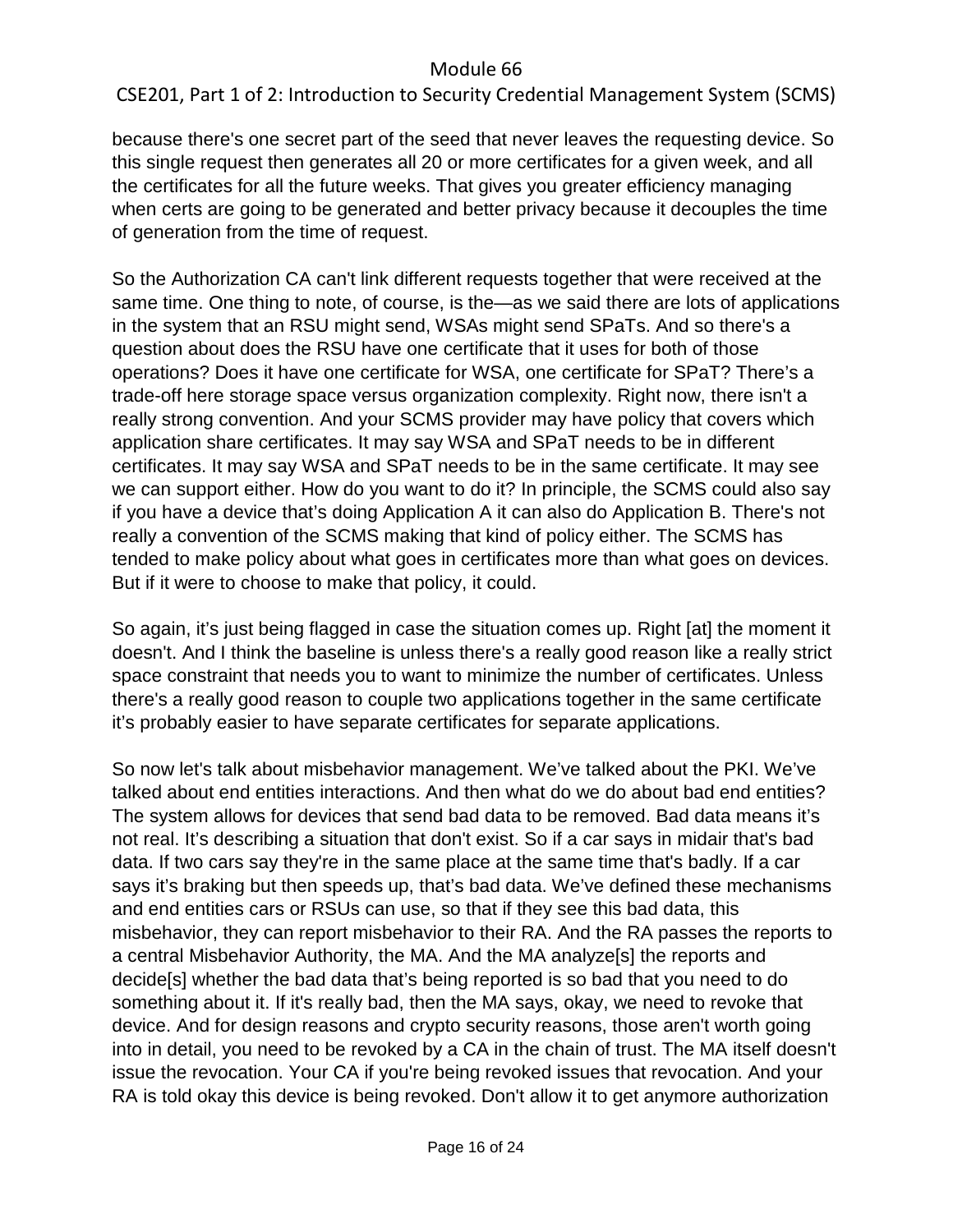because there's one secret part of the seed that never leaves the requesting device. So this single request then generates all 20 or more certificates for a given week, and all the certificates for all the future weeks. That gives you greater efficiency managing when certs are going to be generated and better privacy because it decouples the time of generation from the time of request.

So the Authorization CA can't link different requests together that were received at the same time. One thing to note, of course, is the—as we said there are lots of applications in the system that an RSU might send, WSAs might send SPaTs. And so there's a question about does the RSU have one certificate that it uses for both of those operations? Does it have one certificate for WSA, one certificate for SPaT? There's a trade-off here storage space versus organization complexity. Right now, there isn't a really strong convention. And your SCMS provider may have policy that covers which application share certificates. It may say WSA and SPaT needs to be in different certificates. It may say WSA and SPaT needs to be in the same certificate. It may see we can support either. How do you want to do it? In principle, the SCMS could also say if you have a device that's doing Application A it can also do Application B. There's not really a convention of the SCMS making that kind of policy either. The SCMS has tended to make policy about what goes in certificates more than what goes on devices. But if it were to choose to make that policy, it could.

So again, it's just being flagged in case the situation comes up. Right [at] the moment it doesn't. And I think the baseline is unless there's a really good reason like a really strict space constraint that needs you to want to minimize the number of certificates. Unless there's a really good reason to couple two applications together in the same certificate it's probably easier to have separate certificates for separate applications.

So now let's talk about misbehavior management. We've talked about the PKI. We've talked about end entities interactions. And then what do we do about bad end entities? The system allows for devices that send bad data to be removed. Bad data means it's not real. It's describing a situation that don't exist. So if a car says in midair that's bad data. If two cars say they're in the same place at the same time that's badly. If a car says it's braking but then speeds up, that's bad data. We've defined these mechanisms and end entities cars or RSUs can use, so that if they see this bad data, this misbehavior, they can report misbehavior to their RA. And the RA passes the reports to a central Misbehavior Authority, the MA. And the MA analyze[s] the reports and decide[s] whether the bad data that's being reported is so bad that you need to do something about it. If it's really bad, then the MA says, okay, we need to revoke that device. And for design reasons and crypto security reasons, those aren't worth going into in detail, you need to be revoked by a CA in the chain of trust. The MA itself doesn't issue the revocation. Your CA if you're being revoked issues that revocation. And your RA is told okay this device is being revoked. Don't allow it to get anymore authorization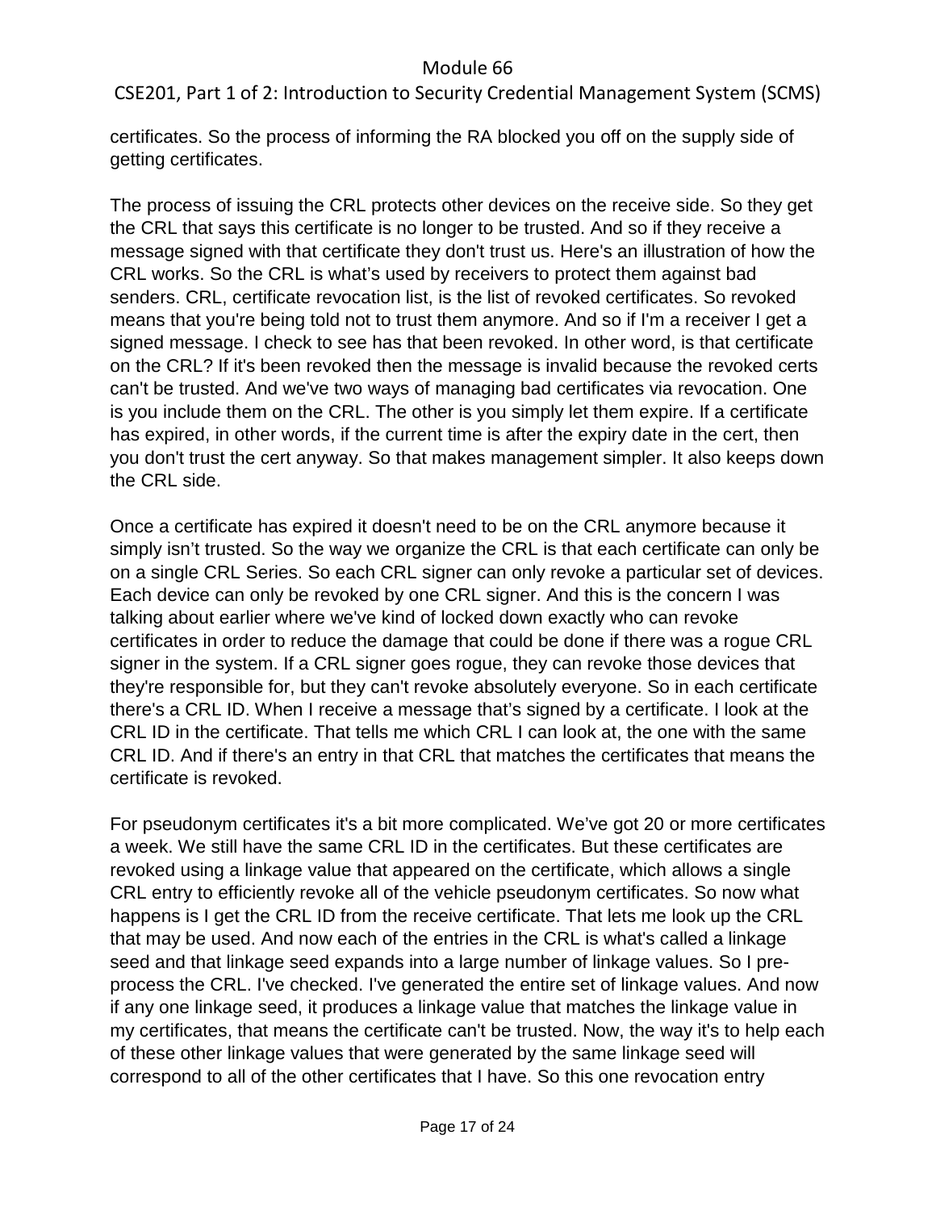certificates. So the process of informing the RA blocked you off on the supply side of getting certificates.

The process of issuing the CRL protects other devices on the receive side. So they get the CRL that says this certificate is no longer to be trusted. And so if they receive a message signed with that certificate they don't trust us. Here's an illustration of how the CRL works. So the CRL is what's used by receivers to protect them against bad senders. CRL, certificate revocation list, is the list of revoked certificates. So revoked means that you're being told not to trust them anymore. And so if I'm a receiver I get a signed message. I check to see has that been revoked. In other word, is that certificate on the CRL? If it's been revoked then the message is invalid because the revoked certs can't be trusted. And we've two ways of managing bad certificates via revocation. One is you include them on the CRL. The other is you simply let them expire. If a certificate has expired, in other words, if the current time is after the expiry date in the cert, then you don't trust the cert anyway. So that makes management simpler. It also keeps down the CRL side.

Once a certificate has expired it doesn't need to be on the CRL anymore because it simply isn't trusted. So the way we organize the CRL is that each certificate can only be on a single CRL Series. So each CRL signer can only revoke a particular set of devices. Each device can only be revoked by one CRL signer. And this is the concern I was talking about earlier where we've kind of locked down exactly who can revoke certificates in order to reduce the damage that could be done if there was a rogue CRL signer in the system. If a CRL signer goes rogue, they can revoke those devices that they're responsible for, but they can't revoke absolutely everyone. So in each certificate there's a CRL ID. When I receive a message that's signed by a certificate. I look at the CRL ID in the certificate. That tells me which CRL I can look at, the one with the same CRL ID. And if there's an entry in that CRL that matches the certificates that means the certificate is revoked.

For pseudonym certificates it's a bit more complicated. We've got 20 or more certificates a week. We still have the same CRL ID in the certificates. But these certificates are revoked using a linkage value that appeared on the certificate, which allows a single CRL entry to efficiently revoke all of the vehicle pseudonym certificates. So now what happens is I get the CRL ID from the receive certificate. That lets me look up the CRL that may be used. And now each of the entries in the CRL is what's called a linkage seed and that linkage seed expands into a large number of linkage values. So I pre-process the CRL. I've checked. I've generated the entire set of linkage values. And now if any one linkage seed, it produces a linkage value that matches the linkage value in my certificates, that means the certificate can't be trusted. Now, the way it's to help each of these other linkage values that were generated by the same linkage seed will correspond to all of the other certificates that I have. So this one revocation entry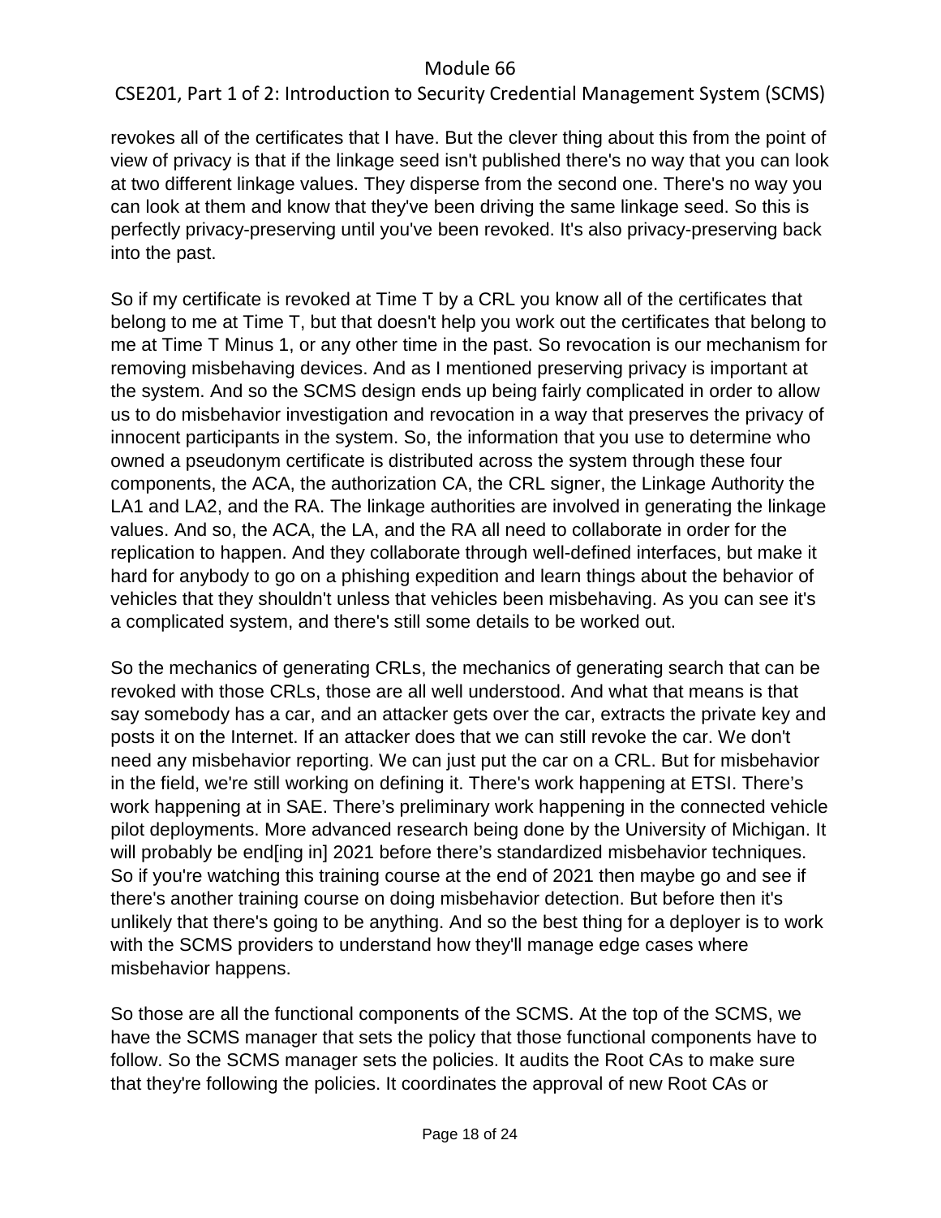revokes all of the certificates that I have. But the clever thing about this from the point of view of privacy is that if the linkage seed isn't published there's no way that you can look at two different linkage values. They disperse from the second one. There's no way you can look at them and know that they've been driving the same linkage seed. So this is perfectly privacy-preserving until you've been revoked. It's also privacy-preserving back into the past.

So if my certificate is revoked at Time T by a CRL you know all of the certificates that belong to me at Time T, but that doesn't help you work out the certificates that belong to me at Time T Minus 1, or any other time in the past. So revocation is our mechanism for removing misbehaving devices. And as I mentioned preserving privacy is important at the system. And so the SCMS design ends up being fairly complicated in order to allow us to do misbehavior investigation and revocation in a way that preserves the privacy of innocent participants in the system. So, the information that you use to determine who owned a pseudonym certificate is distributed across the system through these four components, the ACA, the authorization CA, the CRL signer, the Linkage Authority the LA1 and LA2, and the RA. The linkage authorities are involved in generating the linkage values. And so, the ACA, the LA, and the RA all need to collaborate in order for the replication to happen. And they collaborate through well-defined interfaces, but make it hard for anybody to go on a phishing expedition and learn things about the behavior of vehicles that they shouldn't unless that vehicles been misbehaving. As you can see it's a complicated system, and there's still some details to be worked out.

So the mechanics of generating CRLs, the mechanics of generating search that can be revoked with those CRLs, those are all well understood. And what that means is that say somebody has a car, and an attacker gets over the car, extracts the private key and posts it on the Internet. If an attacker does that we can still revoke the car. We don't need any misbehavior reporting. We can just put the car on a CRL. But for misbehavior in the field, we're still working on defining it. There's work happening at ETSI. There's work happening at in SAE. There's preliminary work happening in the connected vehicle pilot deployments. More advanced research being done by the University of Michigan. It will probably be end[ing in] 2021 before there's standardized misbehavior techniques. So if you're watching this training course at the end of 2021 then maybe go and see if there's another training course on doing misbehavior detection. But before then it's unlikely that there's going to be anything. And so the best thing for a deployer is to work with the SCMS providers to understand how they'll manage edge cases where misbehavior happens.

So those are all the functional components of the SCMS. At the top of the SCMS, we have the SCMS manager that sets the policy that those functional components have to follow. So the SCMS manager sets the policies. It audits the Root CAs to make sure that they're following the policies. It coordinates the approval of new Root CAs or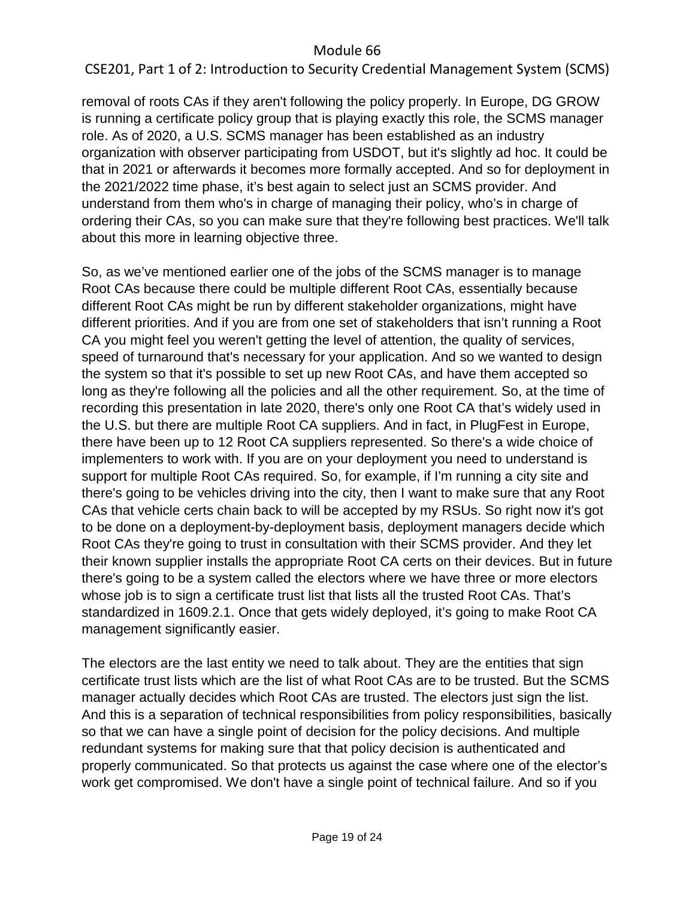removal of roots CAs if they aren't following the policy properly. In Europe, DG GROW is running a certificate policy group that is playing exactly this role, the SCMS manager role. As of 2020, a U.S. SCMS manager has been established as an industry organization with observer participating from USDOT, but it's slightly ad hoc. It could be that in 2021 or afterwards it becomes more formally accepted. And so for deployment in the 2021/2022 time phase, it's best again to select just an SCMS provider. And understand from them who's in charge of managing their policy, who's in charge of ordering their CAs, so you can make sure that they're following best practices. We'll talk about this more in learning objective three.

So, as we've mentioned earlier one of the jobs of the SCMS manager is to manage Root CAs because there could be multiple different Root CAs, essentially because different Root CAs might be run by different stakeholder organizations, might have different priorities. And if you are from one set of stakeholders that isn't running a Root CA you might feel you weren't getting the level of attention, the quality of services, speed of turnaround that's necessary for your application. And so we wanted to design the system so that it's possible to set up new Root CAs, and have them accepted so long as they're following all the policies and all the other requirement. So, at the time of recording this presentation in late 2020, there's only one Root CA that's widely used in the U.S. but there are multiple Root CA suppliers. And in fact, in PlugFest in Europe, there have been up to 12 Root CA suppliers represented. So there's a wide choice of implementers to work with. If you are on your deployment you need to understand is support for multiple Root CAs required. So, for example, if I'm running a city site and there's going to be vehicles driving into the city, then I want to make sure that any Root CAs that vehicle certs chain back to will be accepted by my RSUs. So right now it's got to be done on a deployment-by-deployment basis, deployment managers decide which Root CAs they're going to trust in consultation with their SCMS provider. And they let their known supplier installs the appropriate Root CA certs on their devices. But in future there's going to be a system called the electors where we have three or more electors whose job is to sign a certificate trust list that lists all the trusted Root CAs. That's standardized in 1609.2.1. Once that gets widely deployed, it's going to make Root CA management significantly easier.

The electors are the last entity we need to talk about. They are the entities that sign certificate trust lists which are the list of what Root CAs are to be trusted. But the SCMS manager actually decides which Root CAs are trusted. The electors just sign the list. And this is a separation of technical responsibilities from policy responsibilities, basically so that we can have a single point of decision for the policy decisions. And multiple redundant systems for making sure that that policy decision is authenticated and properly communicated. So that protects us against the case where one of the elector's work get compromised. We don't have a single point of technical failure. And so if you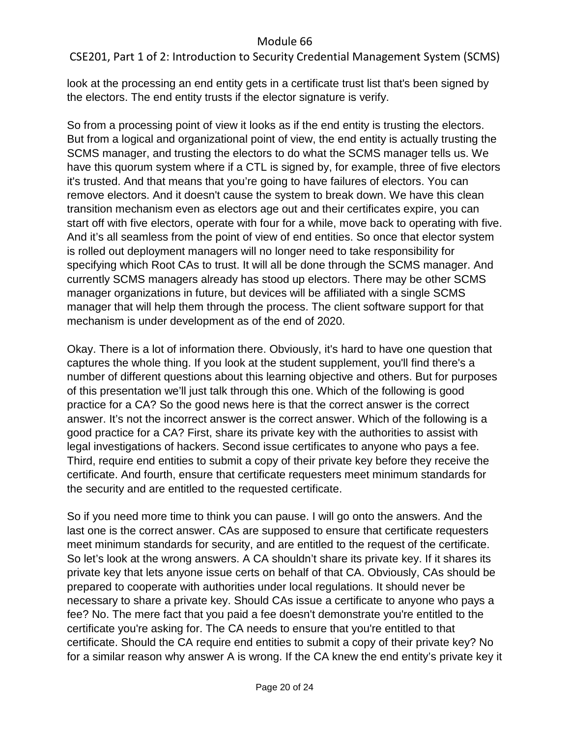look at the processing an end entity gets in a certificate trust list that's been signed by the electors. The end entity trusts if the elector signature is verify.

So from a processing point of view it looks as if the end entity is trusting the electors. But from a logical and organizational point of view, the end entity is actually trusting the SCMS manager, and trusting the electors to do what the SCMS manager tells us. We have this quorum system where if a CTL is signed by, for example, three of five electors it's trusted. And that means that you're going to have failures of electors. You can remove electors. And it doesn't cause the system to break down. We have this clean transition mechanism even as electors age out and their certificates expire, you can start off with five electors, operate with four for a while, move back to operating with five. And it's all seamless from the point of view of end entities. So once that elector system is rolled out deployment managers will no longer need to take responsibility for specifying which Root CAs to trust. It will all be done through the SCMS manager. And currently SCMS managers already has stood up electors. There may be other SCMS manager organizations in future, but devices will be affiliated with a single SCMS manager that will help them through the process. The client software support for that mechanism is under development as of the end of 2020.

Okay. There is a lot of information there. Obviously, it's hard to have one question that captures the whole thing. If you look at the student supplement, you'll find there's a number of different questions about this learning objective and others. But for purposes of this presentation we'll just talk through this one. Which of the following is good practice for a CA? So the good news here is that the correct answer is the correct answer. It's not the incorrect answer is the correct answer. Which of the following is a good practice for a CA? First, share its private key with the authorities to assist with legal investigations of hackers. Second issue certificates to anyone who pays a fee. Third, require end entities to submit a copy of their private key before they receive the certificate. And fourth, ensure that certificate requesters meet minimum standards for the security and are entitled to the requested certificate.

So if you need more time to think you can pause. I will go onto the answers. And the last one is the correct answer. CAs are supposed to ensure that certificate requesters meet minimum standards for security, and are entitled to the request of the certificate. So let's look at the wrong answers. A CA shouldn't share its private key. If it shares its private key that lets anyone issue certs on behalf of that CA. Obviously, CAs should be prepared to cooperate with authorities under local regulations. It should never be necessary to share a private key. Should CAs issue a certificate to anyone who pays a fee? No. The mere fact that you paid a fee doesn't demonstrate you're entitled to the certificate you're asking for. The CA needs to ensure that you're entitled to that certificate. Should the CA require end entities to submit a copy of their private key? No for a similar reason why answer A is wrong. If the CA knew the end entity's private key it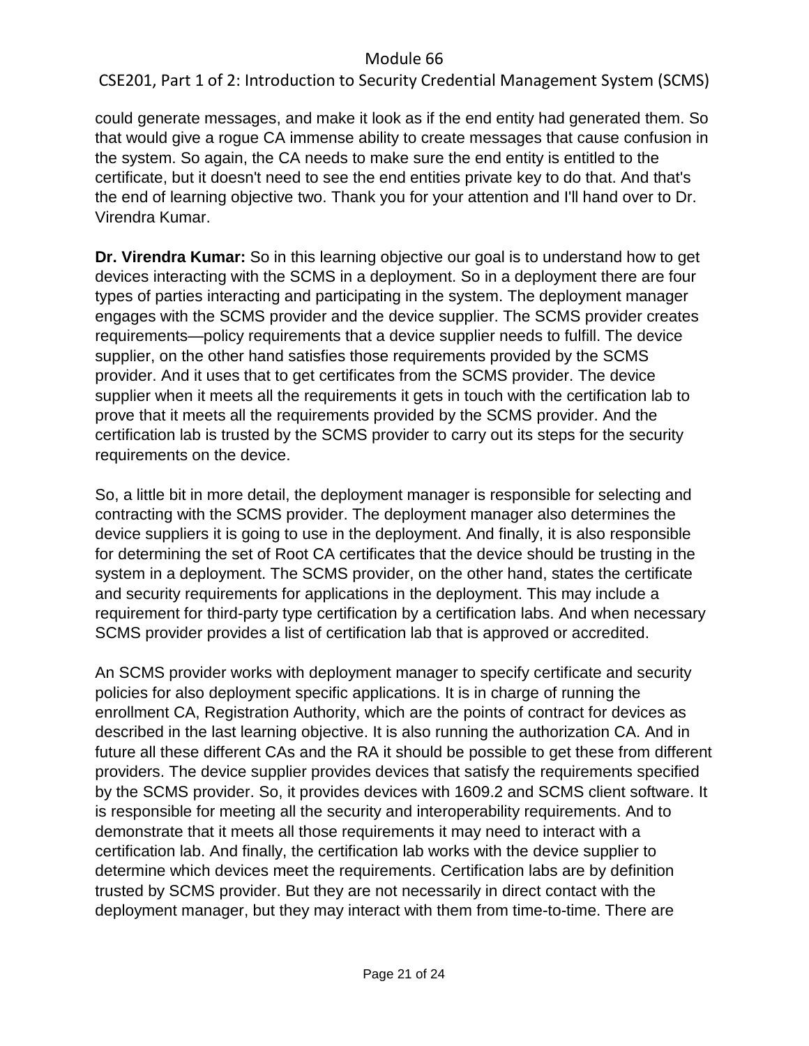could generate messages, and make it look as if the end entity had generated them. So that would give a rogue CA immense ability to create messages that cause confusion in the system. So again, the CA needs to make sure the end entity is entitled to the certificate, but it doesn't need to see the end entities private key to do that. And that's the end of learning objective two. Thank you for your attention and I'll hand over to Dr. Virendra Kumar.

**Dr. Virendra Kumar:** So in this learning objective our goal is to understand how to get devices interacting with the SCMS in a deployment. So in a deployment there are four types of parties interacting and participating in the system. The deployment manager engages with the SCMS provider and the device supplier. The SCMS provider creates requirements—policy requirements that a device supplier needs to fulfill. The device supplier, on the other hand satisfies those requirements provided by the SCMS provider. And it uses that to get certificates from the SCMS provider. The device supplier when it meets all the requirements it gets in touch with the certification lab to prove that it meets all the requirements provided by the SCMS provider. And the certification lab is trusted by the SCMS provider to carry out its steps for the security requirements on the device.

So, a little bit in more detail, the deployment manager is responsible for selecting and contracting with the SCMS provider. The deployment manager also determines the device suppliers it is going to use in the deployment. And finally, it is also responsible for determining the set of Root CA certificates that the device should be trusting in the system in a deployment. The SCMS provider, on the other hand, states the certificate and security requirements for applications in the deployment. This may include a requirement for third-party type certification by a certification labs. And when necessary SCMS provider provides a list of certification lab that is approved or accredited.

An SCMS provider works with deployment manager to specify certificate and security policies for also deployment specific applications. It is in charge of running the enrollment CA, Registration Authority, which are the points of contract for devices as described in the last learning objective. It is also running the authorization CA. And in future all these different CAs and the RA it should be possible to get these from different providers. The device supplier provides devices that satisfy the requirements specified by the SCMS provider. So, it provides devices with 1609.2 and SCMS client software. It is responsible for meeting all the security and interoperability requirements. And to demonstrate that it meets all those requirements it may need to interact with a certification lab. And finally, the certification lab works with the device supplier to determine which devices meet the requirements. Certification labs are by definition trusted by SCMS provider. But they are not necessarily in direct contact with the deployment manager, but they may interact with them from time-to-time. There are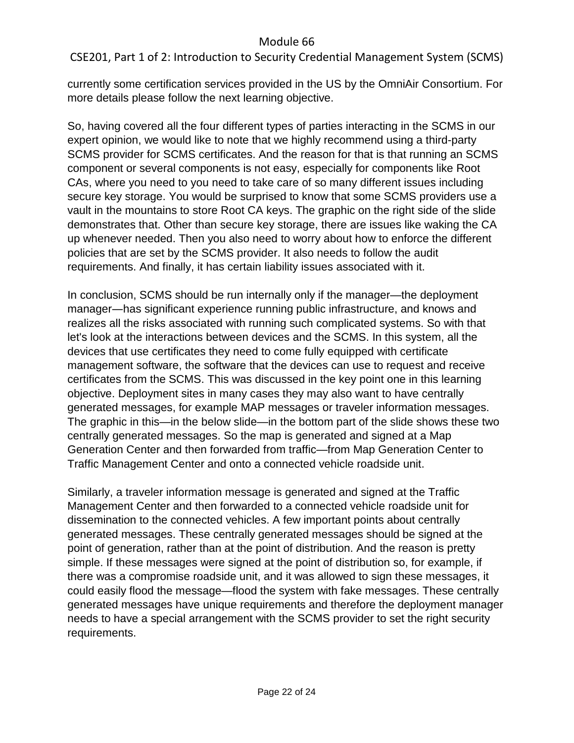currently some certification services provided in the US by the OmniAir Consortium. For more details please follow the next learning objective.

So, having covered all the four different types of parties interacting in the SCMS in our expert opinion, we would like to note that we highly recommend using a third-party SCMS provider for SCMS certificates. And the reason for that is that running an SCMS component or several components is not easy, especially for components like Root CAs, where you need to you need to take care of so many different issues including secure key storage. You would be surprised to know that some SCMS providers use a vault in the mountains to store Root CA keys. The graphic on the right side of the slide demonstrates that. Other than secure key storage, there are issues like waking the CA up whenever needed. Then you also need to worry about how to enforce the different policies that are set by the SCMS provider. It also needs to follow the audit requirements. And finally, it has certain liability issues associated with it.

In conclusion, SCMS should be run internally only if the manager—the deployment manager—has significant experience running public infrastructure, and knows and realizes all the risks associated with running such complicated systems. So with that let's look at the interactions between devices and the SCMS. In this system, all the devices that use certificates they need to come fully equipped with certificate management software, the software that the devices can use to request and receive certificates from the SCMS. This was discussed in the key point one in this learning objective. Deployment sites in many cases they may also want to have centrally generated messages, for example MAP messages or traveler information messages. The graphic in this—in the below slide—in the bottom part of the slide shows these two centrally generated messages. So the map is generated and signed at a Map Generation Center and then forwarded from traffic—from Map Generation Center to Traffic Management Center and onto a connected vehicle roadside unit.

Similarly, a traveler information message is generated and signed at the Traffic Management Center and then forwarded to a connected vehicle roadside unit for dissemination to the connected vehicles. A few important points about centrally generated messages. These centrally generated messages should be signed at the point of generation, rather than at the point of distribution. And the reason is pretty simple. If these messages were signed at the point of distribution so, for example, if there was a compromise roadside unit, and it was allowed to sign these messages, it could easily flood the message—flood the system with fake messages. These centrally generated messages have unique requirements and therefore the deployment manager needs to have a special arrangement with the SCMS provider to set the right security requirements.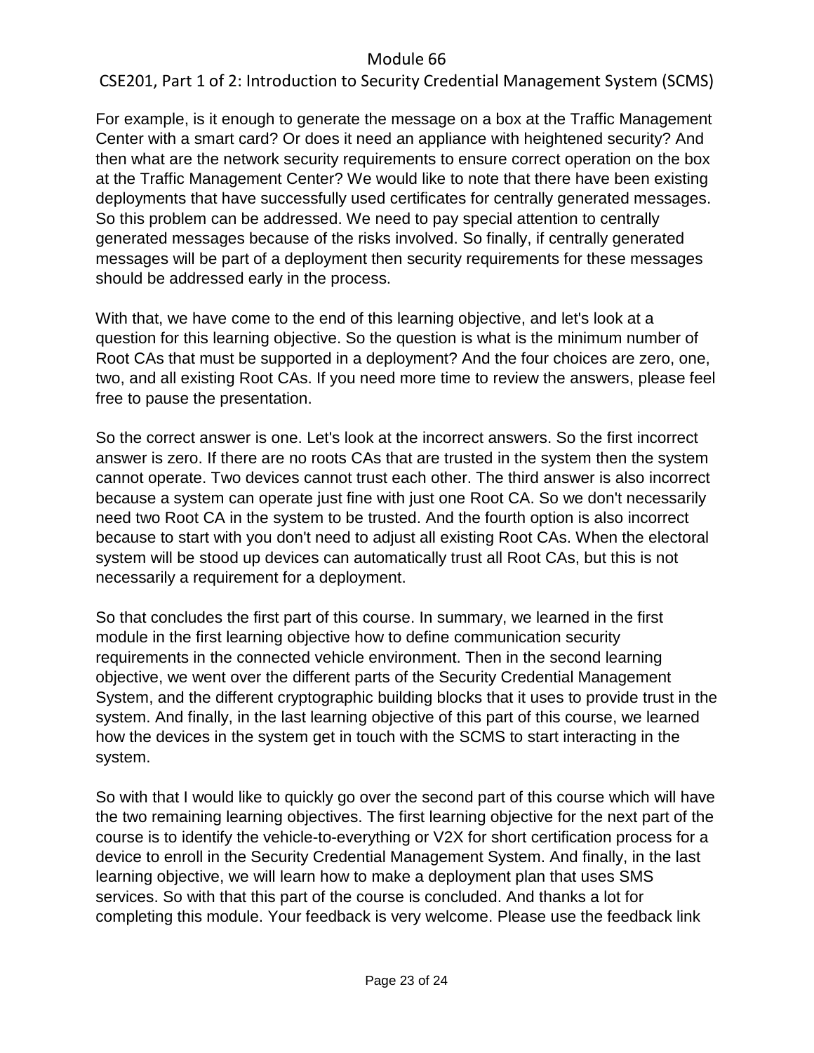For example, is it enough to generate the message on a box at the Traffic Management Center with a smart card? Or does it need an appliance with heightened security? And then what are the network security requirements to ensure correct operation on the box at the Traffic Management Center? We would like to note that there have been existing deployments that have successfully used certificates for centrally generated messages. So this problem can be addressed. We need to pay special attention to centrally generated messages because of the risks involved. So finally, if centrally generated messages will be part of a deployment then security requirements for these messages should be addressed early in the process.

With that, we have come to the end of this learning objective, and let's look at a question for this learning objective. So the question is what is the minimum number of Root CAs that must be supported in a deployment? And the four choices are zero, one, two, and all existing Root CAs. If you need more time to review the answers, please feel free to pause the presentation.

So the correct answer is one. Let's look at the incorrect answers. So the first incorrect answer is zero. If there are no roots CAs that are trusted in the system then the system cannot operate. Two devices cannot trust each other. The third answer is also incorrect because a system can operate just fine with just one Root CA. So we don't necessarily need two Root CA in the system to be trusted. And the fourth option is also incorrect because to start with you don't need to adjust all existing Root CAs. When the electoral system will be stood up devices can automatically trust all Root CAs, but this is not necessarily a requirement for a deployment.

So that concludes the first part of this course. In summary, we learned in the first module in the first learning objective how to define communication security requirements in the connected vehicle environment. Then in the second learning objective, we went over the different parts of the Security Credential Management System, and the different cryptographic building blocks that it uses to provide trust in the system. And finally, in the last learning objective of this part of this course, we learned how the devices in the system get in touch with the SCMS to start interacting in the system.

So with that I would like to quickly go over the second part of this course which will have the two remaining learning objectives. The first learning objective for the next part of the course is to identify the vehicle-to-everything or V2X for short certification process for a device to enroll in the Security Credential Management System. And finally, in the last learning objective, we will learn how to make a deployment plan that uses SMS services. So with that this part of the course is concluded. And thanks a lot for completing this module. Your feedback is very welcome. Please use the feedback link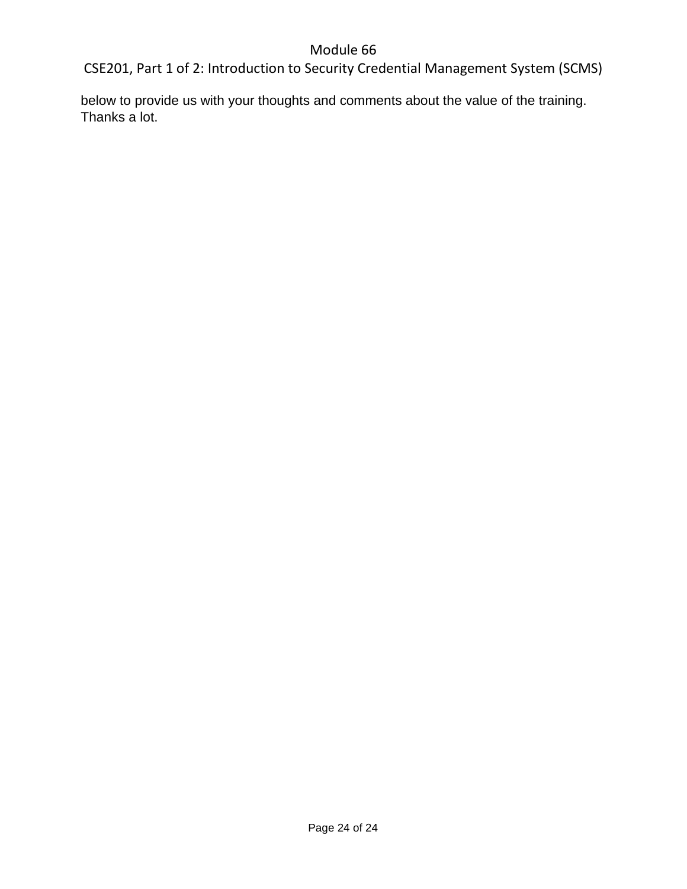below to provide us with your thoughts and comments about the value of the training. Thanks a lot.